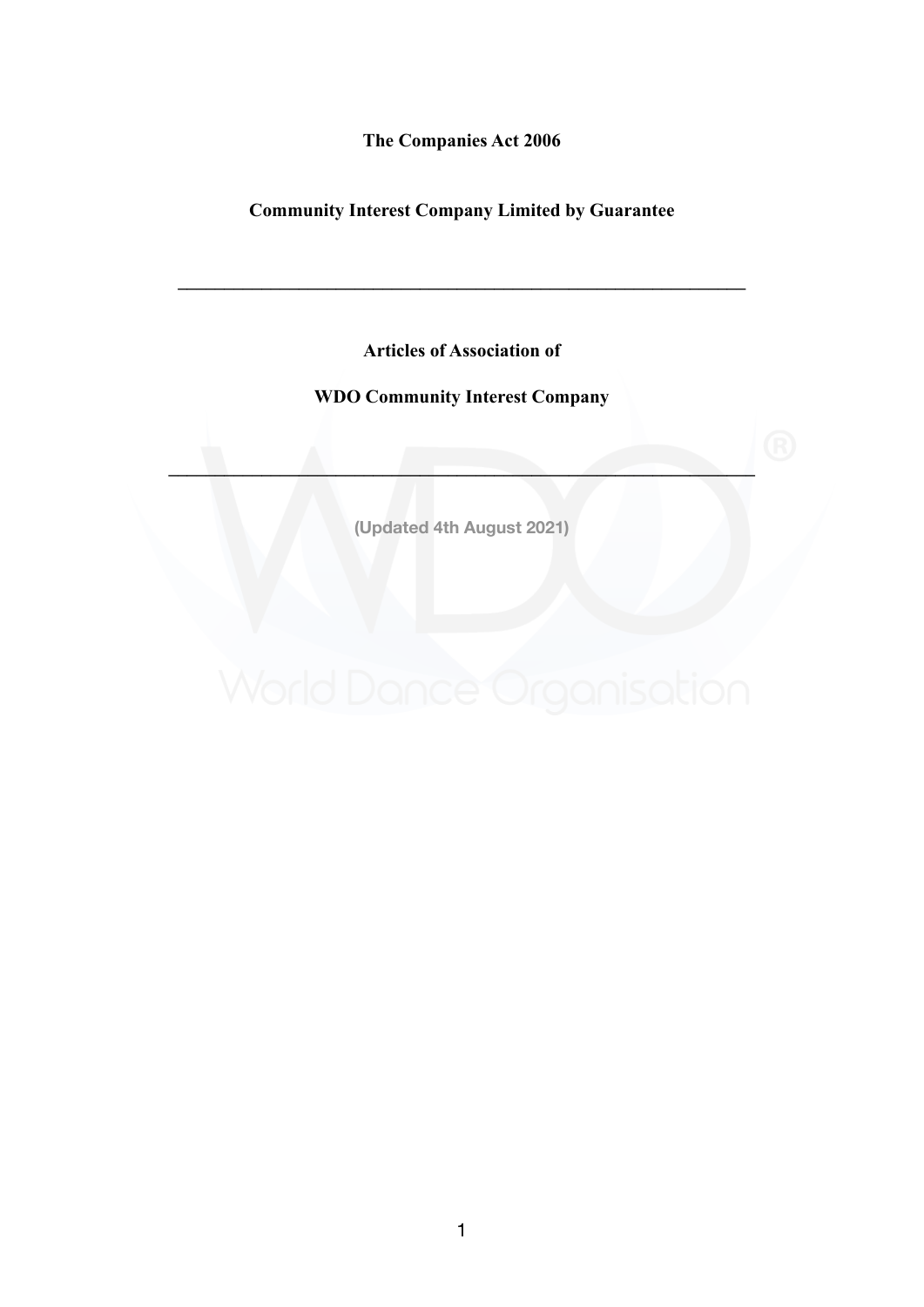**The Companies Act 2006**

**Community Interest Company Limited by Guarantee**

---

# Articles of Association of

# WDO Community Interest Company

---

(Updated 4th August 2021)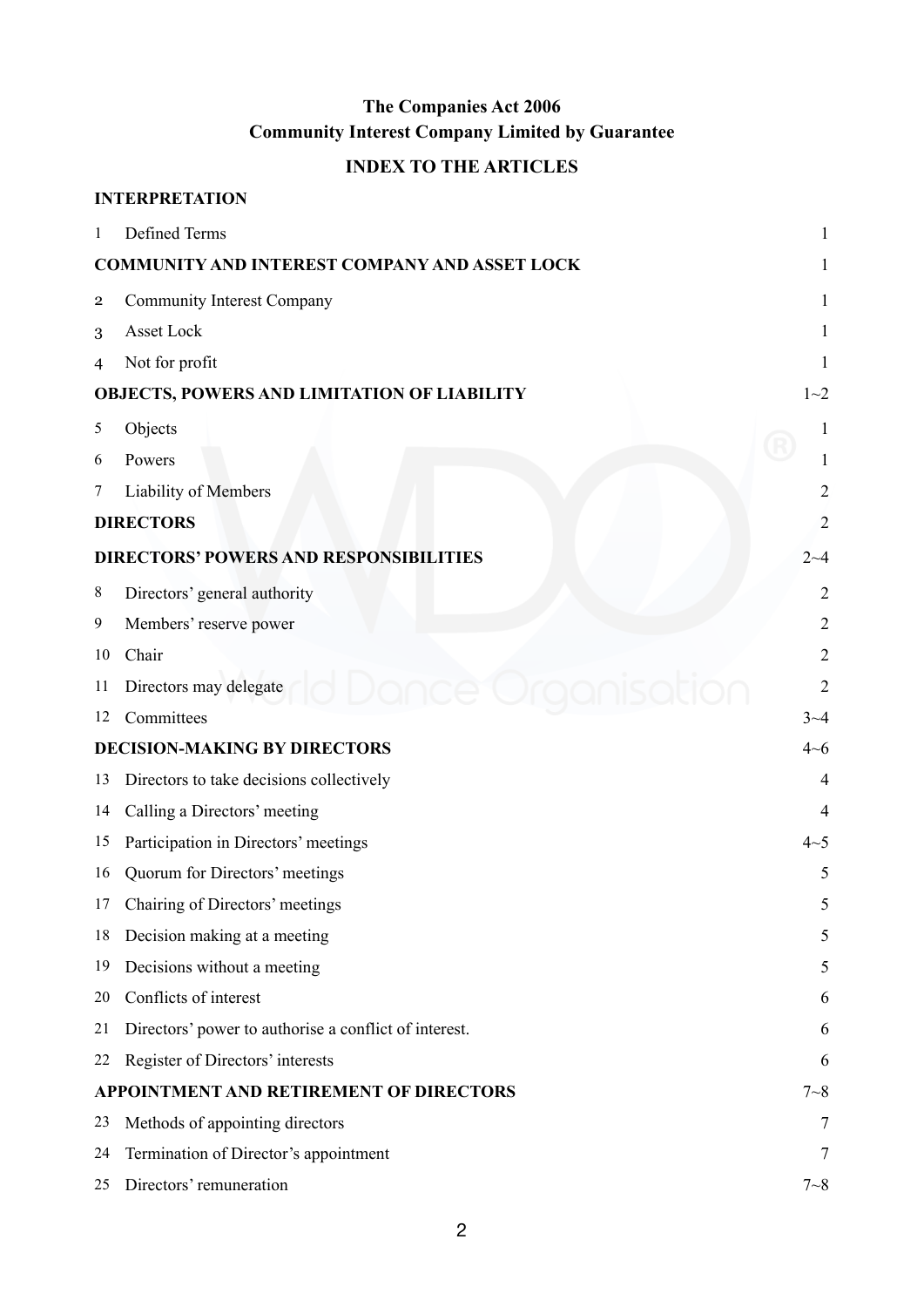**The Companies Act 2006**
**Community Interest Company Limited by Guarantee**

## INDEX TO THE ARTICLES

| | | |
|---|---|---|
| **INTERPRETATION** | | |
| 1 | Defined Terms | 1 |
| **COMMUNITY AND INTEREST COMPANY AND ASSET LOCK** | | 1 |
| 2 | Community Interest Company | 1 |
| 3 | Asset Lock | 1 |
| 4 | Not for profit | 1 |
| **OBJECTS, POWERS AND LIMITATION OF LIABILITY** | | 1~2 |
| 5 | Objects | 1 |
| 6 | Powers | 1 |
| 7 | Liability of Members | 2 |
| **DIRECTORS** | | 2 |
| **DIRECTORS' POWERS AND RESPONSIBILITIES** | | 2~4 |
| 8 | Directors' general authority | 2 |
| 9 | Members' reserve power | 2 |
| 10 | Chair | 2 |
| 11 | Directors may delegate | 2 |
| 12 | Committees | 3~4 |
| **DECISION-MAKING BY DIRECTORS** | | 4~6 |
| 13 | Directors to take decisions collectively | 4 |
| 14 | Calling a Directors' meeting | 4 |
| 15 | Participation in Directors' meetings | 4~5 |
| 16 | Quorum for Directors' meetings | 5 |
| 17 | Chairing of Directors' meetings | 5 |
| 18 | Decision making at a meeting | 5 |
| 19 | Decisions without a meeting | 5 |
| 20 | Conflicts of interest | 6 |
| 21 | Directors' power to authorise a conflict of interest. | 6 |
| 22 | Register of Directors' interests | 6 |
| **APPOINTMENT AND RETIREMENT OF DIRECTORS** | | 7~8 |
| 23 | Methods of appointing directors | 7 |
| 24 | Termination of Director's appointment | 7 |
| 25 | Directors' remuneration | 7~8 |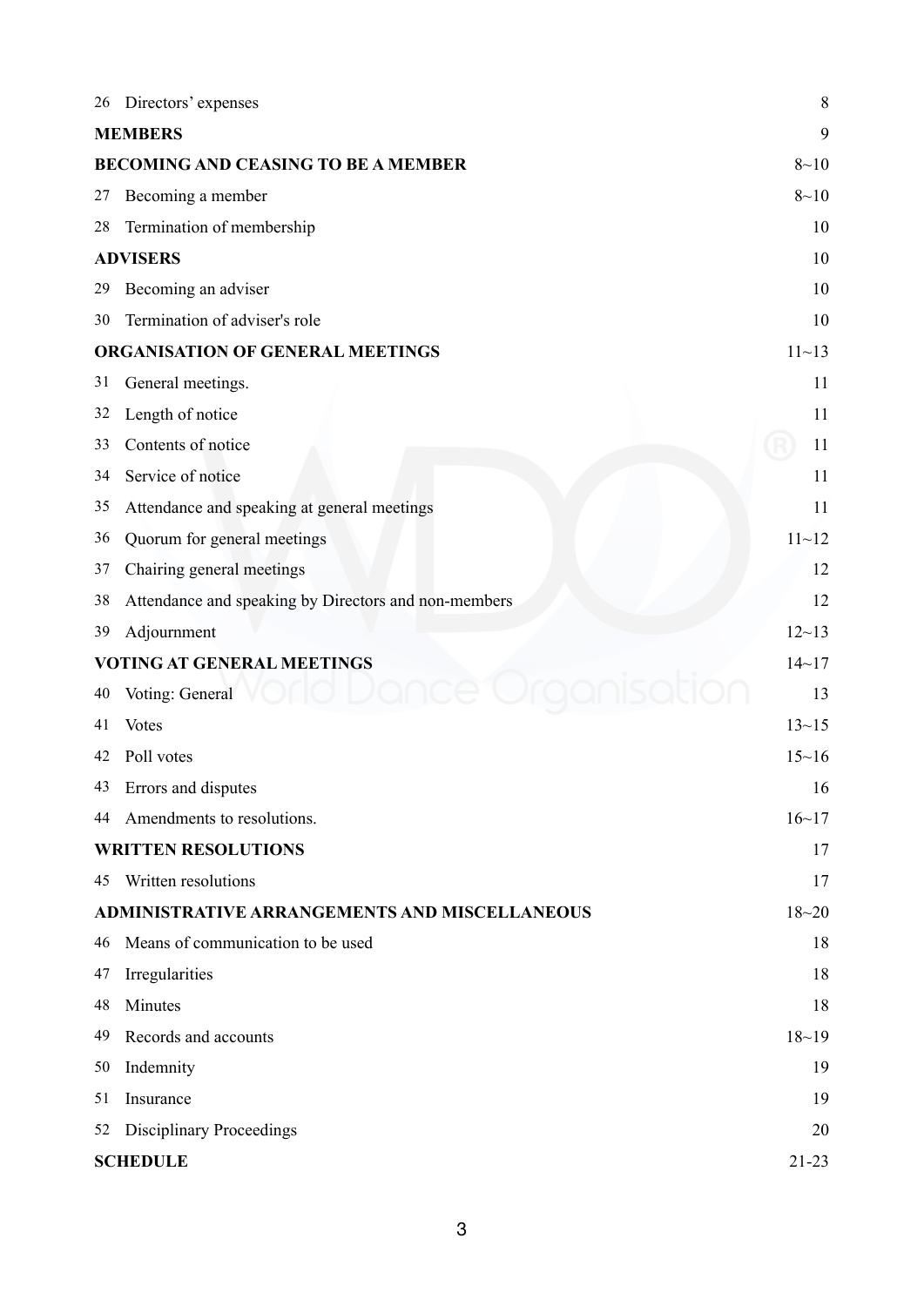| | | |
|---|---|---|
| 26 | Directors' expenses | 8 |
| **MEMBERS** | | 9 |
| **BECOMING AND CEASING TO BE A MEMBER** | | 8~10 |
| 27 | Becoming a member | 8~10 |
| 28 | Termination of membership | 10 |
| **ADVISERS** | | 10 |
| 29 | Becoming an adviser | 10 |
| 30 | Termination of adviser's role | 10 |
| **ORGANISATION OF GENERAL MEETINGS** | | 11~13 |
| 31 | General meetings. | 11 |
| 32 | Length of notice | 11 |
| 33 | Contents of notice | 11 |
| 34 | Service of notice | 11 |
| 35 | Attendance and speaking at general meetings | 11 |
| 36 | Quorum for general meetings | 11~12 |
| 37 | Chairing general meetings | 12 |
| 38 | Attendance and speaking by Directors and non-members | 12 |
| 39 | Adjournment | 12~13 |
| **VOTING AT GENERAL MEETINGS** | | 14~17 |
| 40 | Voting: General | 13 |
| 41 | Votes | 13~15 |
| 42 | Poll votes | 15~16 |
| 43 | Errors and disputes | 16 |
| 44 | Amendments to resolutions. | 16~17 |
| **WRITTEN RESOLUTIONS** | | 17 |
| 45 | Written resolutions | 17 |
| **ADMINISTRATIVE ARRANGEMENTS AND MISCELLANEOUS** | | 18~20 |
| 46 | Means of communication to be used | 18 |
| 47 | Irregularities | 18 |
| 48 | Minutes | 18 |
| 49 | Records and accounts | 18~19 |
| 50 | Indemnity | 19 |
| 51 | Insurance | 19 |
| 52 | Disciplinary Proceedings | 20 |
| **SCHEDULE** | | 21-23 |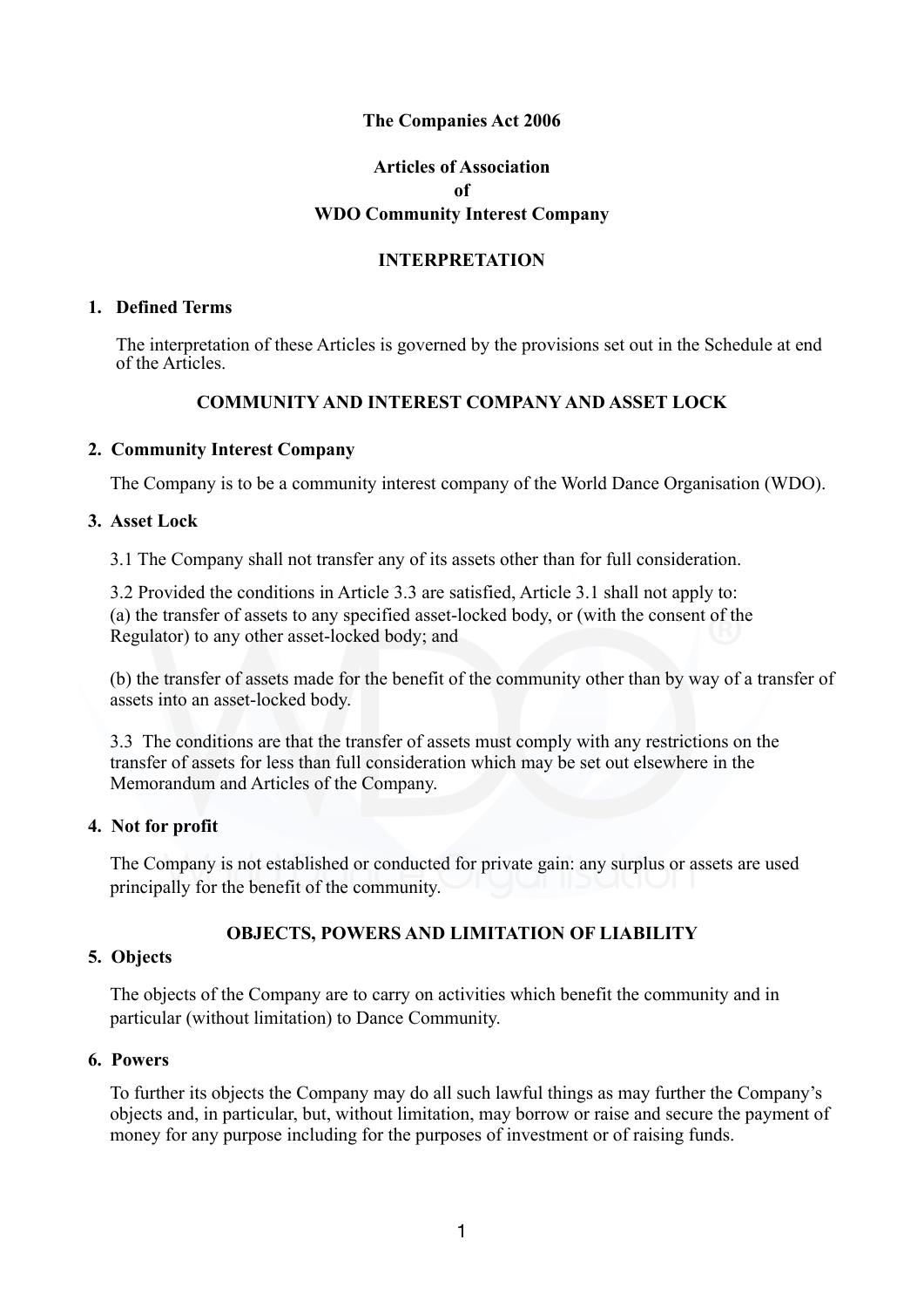**The Companies Act 2006**

**Articles of Association**
**of**
**WDO Community Interest Company**

## INTERPRETATION

### 1. Defined Terms

The interpretation of these Articles is governed by the provisions set out in the Schedule at end of the Articles.

## COMMUNITY AND INTEREST COMPANY AND ASSET LOCK

### 2. Community Interest Company

The Company is to be a community interest company of the World Dance Organisation (WDO).

### 3. Asset Lock

3.1 The Company shall not transfer any of its assets other than for full consideration.

3.2 Provided the conditions in Article 3.3 are satisfied, Article 3.1 shall not apply to:
(a) the transfer of assets to any specified asset-locked body, or (with the consent of the Regulator) to any other asset-locked body; and

(b) the transfer of assets made for the benefit of the community other than by way of a transfer of assets into an asset-locked body.

3.3 The conditions are that the transfer of assets must comply with any restrictions on the transfer of assets for less than full consideration which may be set out elsewhere in the Memorandum and Articles of the Company.

### 4. Not for profit

The Company is not established or conducted for private gain: any surplus or assets are used principally for the benefit of the community.

## OBJECTS, POWERS AND LIMITATION OF LIABILITY

### 5. Objects

The objects of the Company are to carry on activities which benefit the community and in particular (without limitation) to Dance Community.

### 6. Powers

To further its objects the Company may do all such lawful things as may further the Company's objects and, in particular, but, without limitation, may borrow or raise and secure the payment of money for any purpose including for the purposes of investment or of raising funds.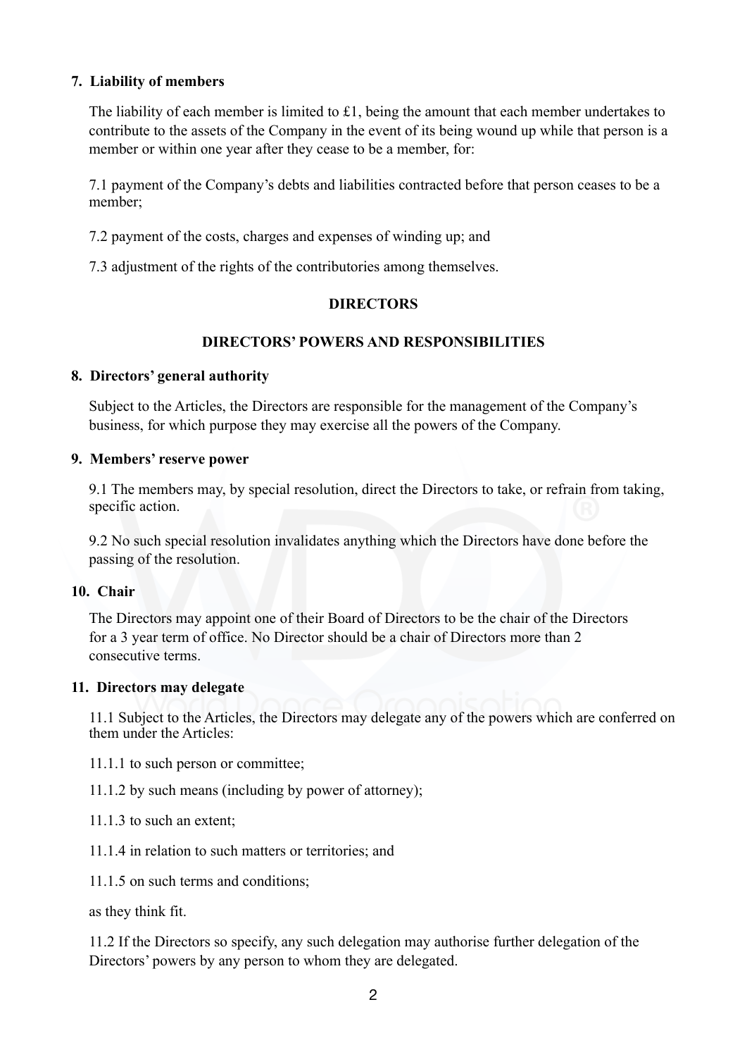**7. Liability of members**

The liability of each member is limited to £1, being the amount that each member undertakes to contribute to the assets of the Company in the event of its being wound up while that person is a member or within one year after they cease to be a member, for:

7.1 payment of the Company's debts and liabilities contracted before that person ceases to be a member;

7.2 payment of the costs, charges and expenses of winding up; and

7.3 adjustment of the rights of the contributories among themselves.

## DIRECTORS

### DIRECTORS' POWERS AND RESPONSIBILITIES

**8. Directors' general authority**

Subject to the Articles, the Directors are responsible for the management of the Company's business, for which purpose they may exercise all the powers of the Company.

**9. Members' reserve power**

9.1 The members may, by special resolution, direct the Directors to take, or refrain from taking, specific action.

9.2 No such special resolution invalidates anything which the Directors have done before the passing of the resolution.

**10. Chair**

The Directors may appoint one of their Board of Directors to be the chair of the Directors for a 3 year term of office. No Director should be a chair of Directors more than 2 consecutive terms.

**11. Directors may delegate**

11.1 Subject to the Articles, the Directors may delegate any of the powers which are conferred on them under the Articles:

11.1.1 to such person or committee;

11.1.2 by such means (including by power of attorney);

11.1.3 to such an extent;

11.1.4 in relation to such matters or territories; and

11.1.5 on such terms and conditions;

as they think fit.

11.2 If the Directors so specify, any such delegation may authorise further delegation of the Directors' powers by any person to whom they are delegated.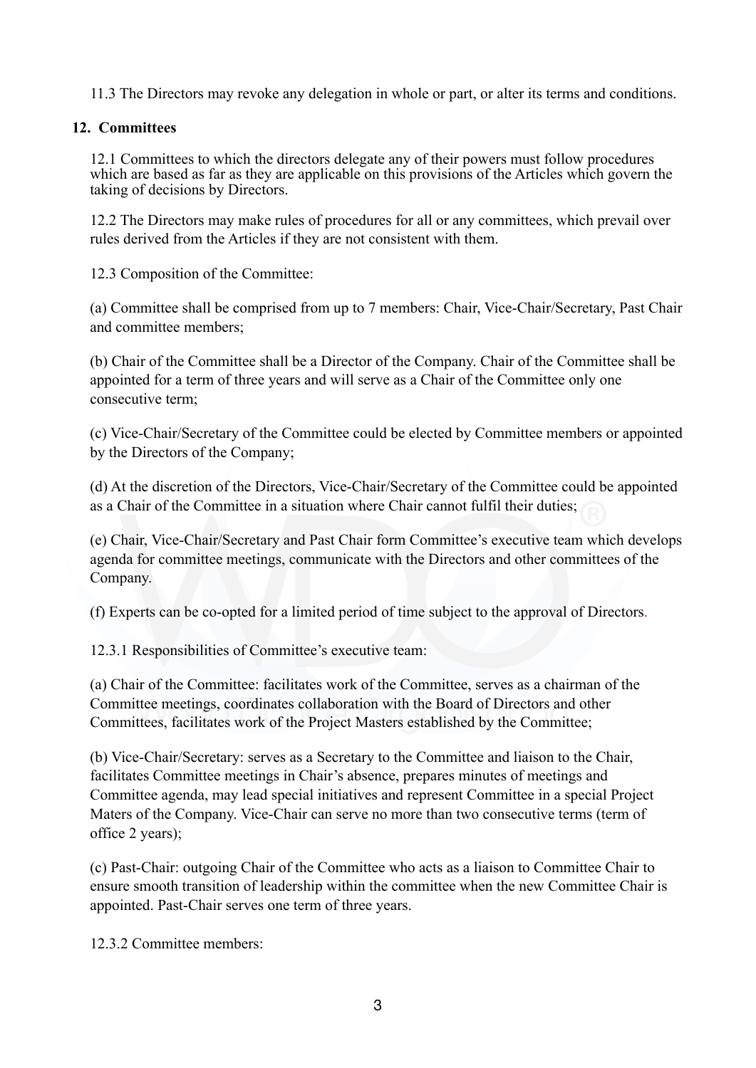11.3 The Directors may revoke any delegation in whole or part, or alter its terms and conditions.

## 12. Committees

12.1 Committees to which the directors delegate any of their powers must follow procedures which are based as far as they are applicable on this provisions of the Articles which govern the taking of decisions by Directors.

12.2 The Directors may make rules of procedures for all or any committees, which prevail over rules derived from the Articles if they are not consistent with them.

12.3 Composition of the Committee:

(a) Committee shall be comprised from up to 7 members: Chair, Vice-Chair/Secretary, Past Chair and committee members;

(b) Chair of the Committee shall be a Director of the Company. Chair of the Committee shall be appointed for a term of three years and will serve as a Chair of the Committee only one consecutive term;

(c) Vice-Chair/Secretary of the Committee could be elected by Committee members or appointed by the Directors of the Company;

(d) At the discretion of the Directors, Vice-Chair/Secretary of the Committee could be appointed as a Chair of the Committee in a situation where Chair cannot fulfil their duties;

(e) Chair, Vice-Chair/Secretary and Past Chair form Committee's executive team which develops agenda for committee meetings, communicate with the Directors and other committees of the Company.

(f) Experts can be co-opted for a limited period of time subject to the approval of Directors.

12.3.1 Responsibilities of Committee's executive team:

(a) Chair of the Committee: facilitates work of the Committee, serves as a chairman of the Committee meetings, coordinates collaboration with the Board of Directors and other Committees, facilitates work of the Project Masters established by the Committee;

(b) Vice-Chair/Secretary: serves as a Secretary to the Committee and liaison to the Chair, facilitates Committee meetings in Chair's absence, prepares minutes of meetings and Committee agenda, may lead special initiatives and represent Committee in a special Project Maters of the Company. Vice-Chair can serve no more than two consecutive terms (term of office 2 years);

(c) Past-Chair: outgoing Chair of the Committee who acts as a liaison to Committee Chair to ensure smooth transition of leadership within the committee when the new Committee Chair is appointed. Past-Chair serves one term of three years.

12.3.2 Committee members: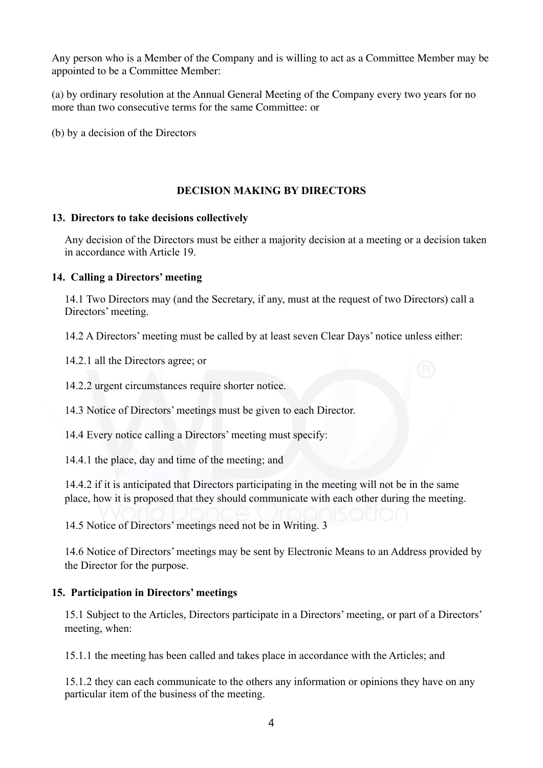Any person who is a Member of the Company and is willing to act as a Committee Member may be appointed to be a Committee Member:

(a) by ordinary resolution at the Annual General Meeting of the Company every two years for no more than two consecutive terms for the same Committee: or

(b) by a decision of the Directors

## DECISION MAKING BY DIRECTORS

### 13. Directors to take decisions collectively

Any decision of the Directors must be either a majority decision at a meeting or a decision taken in accordance with Article 19.

### 14. Calling a Directors' meeting

14.1 Two Directors may (and the Secretary, if any, must at the request of two Directors) call a Directors' meeting.

14.2 A Directors' meeting must be called by at least seven Clear Days' notice unless either:

14.2.1 all the Directors agree; or

14.2.2 urgent circumstances require shorter notice.

14.3 Notice of Directors' meetings must be given to each Director.

14.4 Every notice calling a Directors' meeting must specify:

14.4.1 the place, day and time of the meeting; and

14.4.2 if it is anticipated that Directors participating in the meeting will not be in the same place, how it is proposed that they should communicate with each other during the meeting.

14.5 Notice of Directors' meetings need not be in Writing. 3

14.6 Notice of Directors' meetings may be sent by Electronic Means to an Address provided by the Director for the purpose.

### 15. Participation in Directors' meetings

15.1 Subject to the Articles, Directors participate in a Directors' meeting, or part of a Directors' meeting, when:

15.1.1 the meeting has been called and takes place in accordance with the Articles; and

15.1.2 they can each communicate to the others any information or opinions they have on any particular item of the business of the meeting.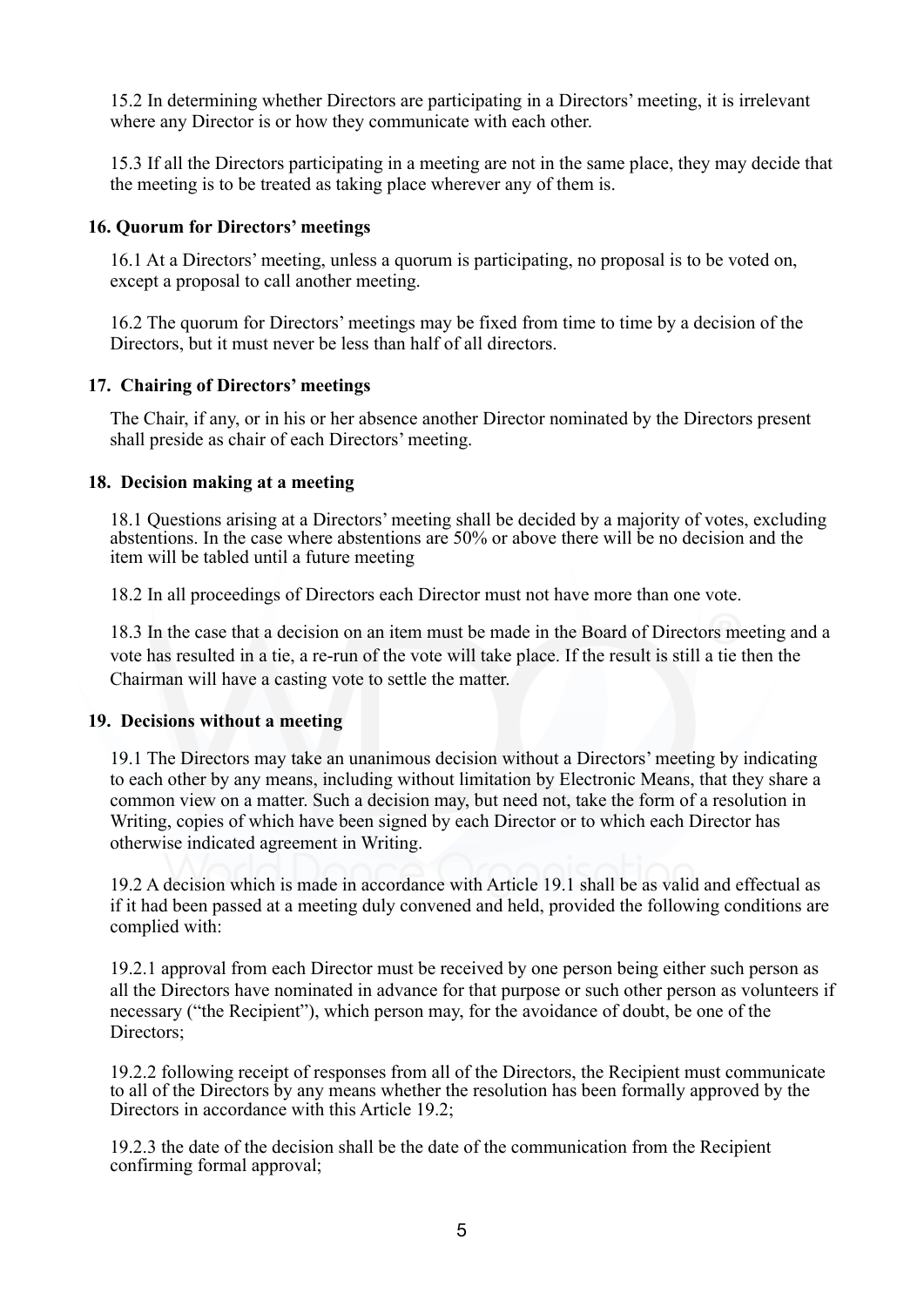15.2 In determining whether Directors are participating in a Directors' meeting, it is irrelevant where any Director is or how they communicate with each other.

15.3 If all the Directors participating in a meeting are not in the same place, they may decide that the meeting is to be treated as taking place wherever any of them is.

### 16. Quorum for Directors' meetings

16.1 At a Directors' meeting, unless a quorum is participating, no proposal is to be voted on, except a proposal to call another meeting.

16.2 The quorum for Directors' meetings may be fixed from time to time by a decision of the Directors, but it must never be less than half of all directors.

### 17. Chairing of Directors' meetings

The Chair, if any, or in his or her absence another Director nominated by the Directors present shall preside as chair of each Directors' meeting.

### 18. Decision making at a meeting

18.1 Questions arising at a Directors' meeting shall be decided by a majority of votes, excluding abstentions. In the case where abstentions are 50% or above there will be no decision and the item will be tabled until a future meeting

18.2 In all proceedings of Directors each Director must not have more than one vote.

18.3 In the case that a decision on an item must be made in the Board of Directors meeting and a vote has resulted in a tie, a re-run of the vote will take place. If the result is still a tie then the Chairman will have a casting vote to settle the matter.

### 19. Decisions without a meeting

19.1 The Directors may take an unanimous decision without a Directors' meeting by indicating to each other by any means, including without limitation by Electronic Means, that they share a common view on a matter. Such a decision may, but need not, take the form of a resolution in Writing, copies of which have been signed by each Director or to which each Director has otherwise indicated agreement in Writing.

19.2 A decision which is made in accordance with Article 19.1 shall be as valid and effectual as if it had been passed at a meeting duly convened and held, provided the following conditions are complied with:

19.2.1 approval from each Director must be received by one person being either such person as all the Directors have nominated in advance for that purpose or such other person as volunteers if necessary ("the Recipient"), which person may, for the avoidance of doubt, be one of the Directors;

19.2.2 following receipt of responses from all of the Directors, the Recipient must communicate to all of the Directors by any means whether the resolution has been formally approved by the Directors in accordance with this Article 19.2;

19.2.3 the date of the decision shall be the date of the communication from the Recipient confirming formal approval;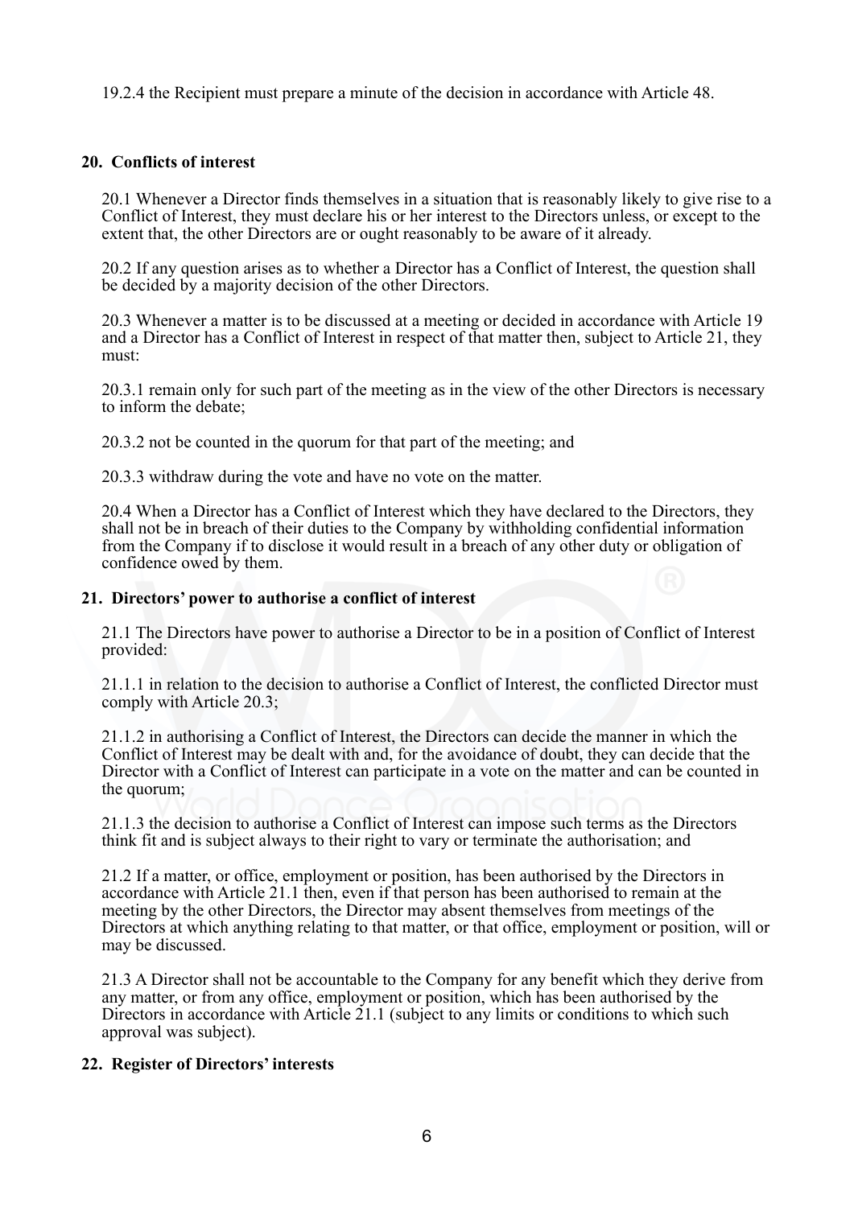19.2.4 the Recipient must prepare a minute of the decision in accordance with Article 48.

## 20. Conflicts of interest

20.1 Whenever a Director finds themselves in a situation that is reasonably likely to give rise to a Conflict of Interest, they must declare his or her interest to the Directors unless, or except to the extent that, the other Directors are or ought reasonably to be aware of it already.

20.2 If any question arises as to whether a Director has a Conflict of Interest, the question shall be decided by a majority decision of the other Directors.

20.3 Whenever a matter is to be discussed at a meeting or decided in accordance with Article 19 and a Director has a Conflict of Interest in respect of that matter then, subject to Article 21, they must:

20.3.1 remain only for such part of the meeting as in the view of the other Directors is necessary to inform the debate;

20.3.2 not be counted in the quorum for that part of the meeting; and

20.3.3 withdraw during the vote and have no vote on the matter.

20.4 When a Director has a Conflict of Interest which they have declared to the Directors, they shall not be in breach of their duties to the Company by withholding confidential information from the Company if to disclose it would result in a breach of any other duty or obligation of confidence owed by them.

## 21. Directors' power to authorise a conflict of interest

21.1 The Directors have power to authorise a Director to be in a position of Conflict of Interest provided:

21.1.1 in relation to the decision to authorise a Conflict of Interest, the conflicted Director must comply with Article 20.3;

21.1.2 in authorising a Conflict of Interest, the Directors can decide the manner in which the Conflict of Interest may be dealt with and, for the avoidance of doubt, they can decide that the Director with a Conflict of Interest can participate in a vote on the matter and can be counted in the quorum;

21.1.3 the decision to authorise a Conflict of Interest can impose such terms as the Directors think fit and is subject always to their right to vary or terminate the authorisation; and

21.2 If a matter, or office, employment or position, has been authorised by the Directors in accordance with Article 21.1 then, even if that person has been authorised to remain at the meeting by the other Directors, the Director may absent themselves from meetings of the Directors at which anything relating to that matter, or that office, employment or position, will or may be discussed.

21.3 A Director shall not be accountable to the Company for any benefit which they derive from any matter, or from any office, employment or position, which has been authorised by the Directors in accordance with Article 21.1 (subject to any limits or conditions to which such approval was subject).

## 22. Register of Directors' interests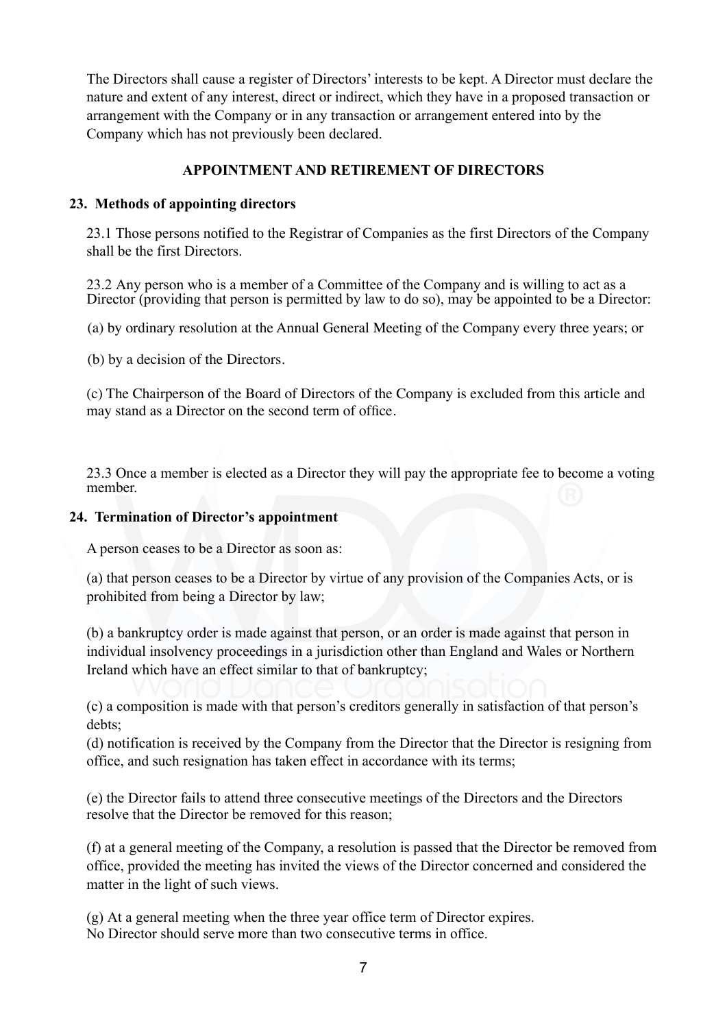The Directors shall cause a register of Directors' interests to be kept. A Director must declare the nature and extent of any interest, direct or indirect, which they have in a proposed transaction or arrangement with the Company or in any transaction or arrangement entered into by the Company which has not previously been declared.

## APPOINTMENT AND RETIREMENT OF DIRECTORS

### 23. Methods of appointing directors

23.1 Those persons notified to the Registrar of Companies as the first Directors of the Company shall be the first Directors.

23.2 Any person who is a member of a Committee of the Company and is willing to act as a Director (providing that person is permitted by law to do so), may be appointed to be a Director:

(a) by ordinary resolution at the Annual General Meeting of the Company every three years; or

(b) by a decision of the Directors.

(c) The Chairperson of the Board of Directors of the Company is excluded from this article and may stand as a Director on the second term of office.

23.3 Once a member is elected as a Director they will pay the appropriate fee to become a voting member.

### 24. Termination of Director's appointment

A person ceases to be a Director as soon as:

(a) that person ceases to be a Director by virtue of any provision of the Companies Acts, or is prohibited from being a Director by law;

(b) a bankruptcy order is made against that person, or an order is made against that person in individual insolvency proceedings in a jurisdiction other than England and Wales or Northern Ireland which have an effect similar to that of bankruptcy;

(c) a composition is made with that person's creditors generally in satisfaction of that person's debts;

(d) notification is received by the Company from the Director that the Director is resigning from office, and such resignation has taken effect in accordance with its terms;

(e) the Director fails to attend three consecutive meetings of the Directors and the Directors resolve that the Director be removed for this reason;

(f) at a general meeting of the Company, a resolution is passed that the Director be removed from office, provided the meeting has invited the views of the Director concerned and considered the matter in the light of such views.

(g) At a general meeting when the three year office term of Director expires.
No Director should serve more than two consecutive terms in office.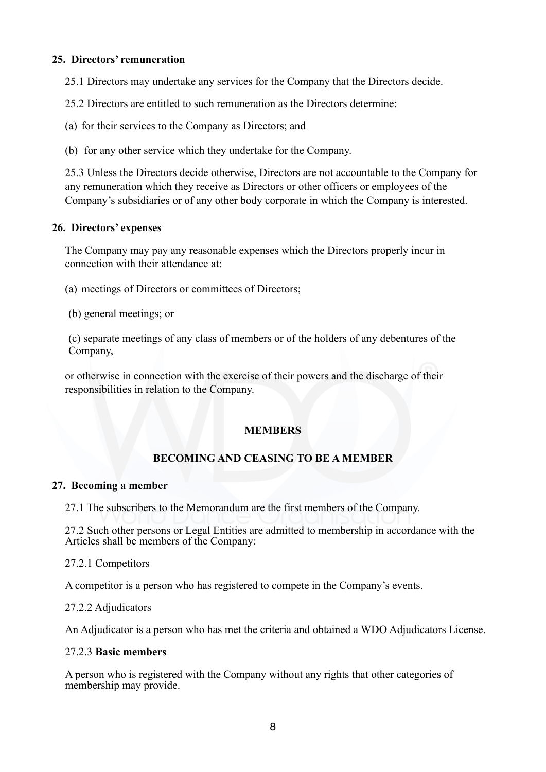**25. Directors' remuneration**

25.1 Directors may undertake any services for the Company that the Directors decide.

25.2 Directors are entitled to such remuneration as the Directors determine:

(a) for their services to the Company as Directors; and

(b) for any other service which they undertake for the Company.

25.3 Unless the Directors decide otherwise, Directors are not accountable to the Company for any remuneration which they receive as Directors or other officers or employees of the Company's subsidiaries or of any other body corporate in which the Company is interested.

**26. Directors' expenses**

The Company may pay any reasonable expenses which the Directors properly incur in connection with their attendance at:

(a) meetings of Directors or committees of Directors;

(b) general meetings; or

(c) separate meetings of any class of members or of the holders of any debentures of the Company,

or otherwise in connection with the exercise of their powers and the discharge of their responsibilities in relation to the Company.

**MEMBERS**

**BECOMING AND CEASING TO BE A MEMBER**

**27. Becoming a member**

27.1 The subscribers to the Memorandum are the first members of the Company.

27.2 Such other persons or Legal Entities are admitted to membership in accordance with the Articles shall be members of the Company:

27.2.1 Competitors

A competitor is a person who has registered to compete in the Company's events.

27.2.2 Adjudicators

An Adjudicator is a person who has met the criteria and obtained a WDO Adjudicators License.

27.2.3 **Basic members**

A person who is registered with the Company without any rights that other categories of membership may provide.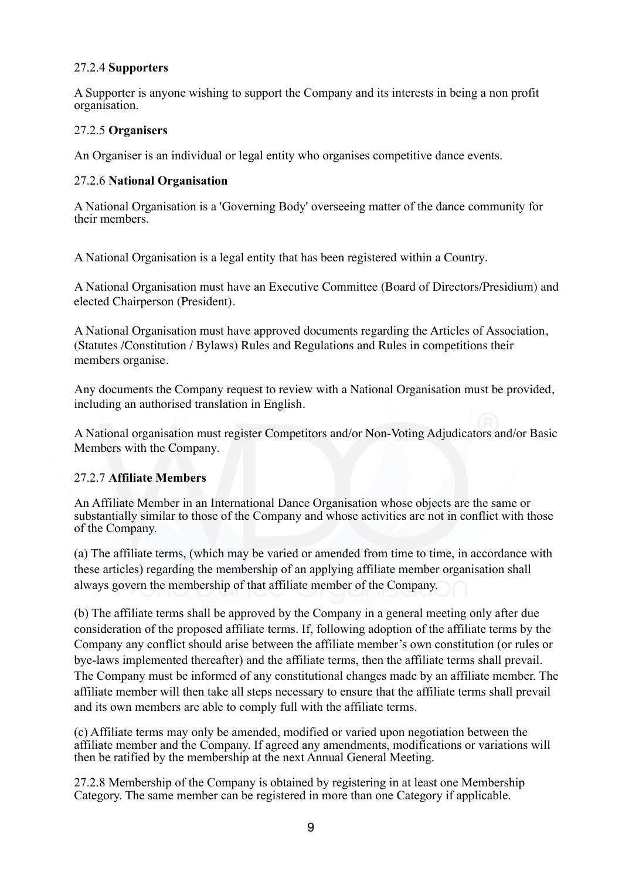27.2.4 **Supporters**

A Supporter is anyone wishing to support the Company and its interests in being a non profit organisation.

27.2.5 **Organisers**

An Organiser is an individual or legal entity who organises competitive dance events.

27.2.6 **National Organisation**

A National Organisation is a 'Governing Body' overseeing matter of the dance community for their members.

A National Organisation is a legal entity that has been registered within a Country.

A National Organisation must have an Executive Committee (Board of Directors/Presidium) and elected Chairperson (President).

A National Organisation must have approved documents regarding the Articles of Association, (Statutes /Constitution / Bylaws) Rules and Regulations and Rules in competitions their members organise.

Any documents the Company request to review with a National Organisation must be provided, including an authorised translation in English.

A National organisation must register Competitors and/or Non-Voting Adjudicators and/or Basic Members with the Company.

27.2.7 **Affiliate Members**

An Affiliate Member in an International Dance Organisation whose objects are the same or substantially similar to those of the Company and whose activities are not in conflict with those of the Company.

(a) The affiliate terms, (which may be varied or amended from time to time, in accordance with these articles) regarding the membership of an applying affiliate member organisation shall always govern the membership of that affiliate member of the Company.

(b) The affiliate terms shall be approved by the Company in a general meeting only after due consideration of the proposed affiliate terms. If, following adoption of the affiliate terms by the Company any conflict should arise between the affiliate member's own constitution (or rules or bye-laws implemented thereafter) and the affiliate terms, then the affiliate terms shall prevail. The Company must be informed of any constitutional changes made by an affiliate member. The affiliate member will then take all steps necessary to ensure that the affiliate terms shall prevail and its own members are able to comply full with the affiliate terms.

(c) Affiliate terms may only be amended, modified or varied upon negotiation between the affiliate member and the Company. If agreed any amendments, modifications or variations will then be ratified by the membership at the next Annual General Meeting.

27.2.8 Membership of the Company is obtained by registering in at least one Membership Category. The same member can be registered in more than one Category if applicable.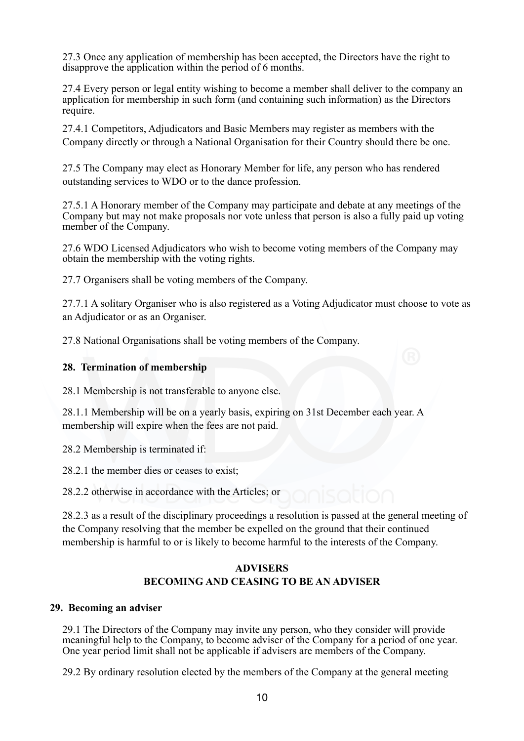27.3 Once any application of membership has been accepted, the Directors have the right to disapprove the application within the period of 6 months.

27.4 Every person or legal entity wishing to become a member shall deliver to the company an application for membership in such form (and containing such information) as the Directors require.

27.4.1 Competitors, Adjudicators and Basic Members may register as members with the Company directly or through a National Organisation for their Country should there be one.

27.5 The Company may elect as Honorary Member for life, any person who has rendered outstanding services to WDO or to the dance profession.

27.5.1 A Honorary member of the Company may participate and debate at any meetings of the Company but may not make proposals nor vote unless that person is also a fully paid up voting member of the Company.

27.6 WDO Licensed Adjudicators who wish to become voting members of the Company may obtain the membership with the voting rights.

27.7 Organisers shall be voting members of the Company.

27.7.1 A solitary Organiser who is also registered as a Voting Adjudicator must choose to vote as an Adjudicator or as an Organiser.

27.8 National Organisations shall be voting members of the Company.

**28. Termination of membership**

28.1 Membership is not transferable to anyone else.

28.1.1 Membership will be on a yearly basis, expiring on 31st December each year. A membership will expire when the fees are not paid.

28.2 Membership is terminated if:

28.2.1 the member dies or ceases to exist;

28.2.2 otherwise in accordance with the Articles; or

28.2.3 as a result of the disciplinary proceedings a resolution is passed at the general meeting of the Company resolving that the member be expelled on the ground that their continued membership is harmful to or is likely to become harmful to the interests of the Company.

## ADVISERS
## BECOMING AND CEASING TO BE AN ADVISER

**29. Becoming an adviser**

29.1 The Directors of the Company may invite any person, who they consider will provide meaningful help to the Company, to become adviser of the Company for a period of one year. One year period limit shall not be applicable if advisers are members of the Company.

29.2 By ordinary resolution elected by the members of the Company at the general meeting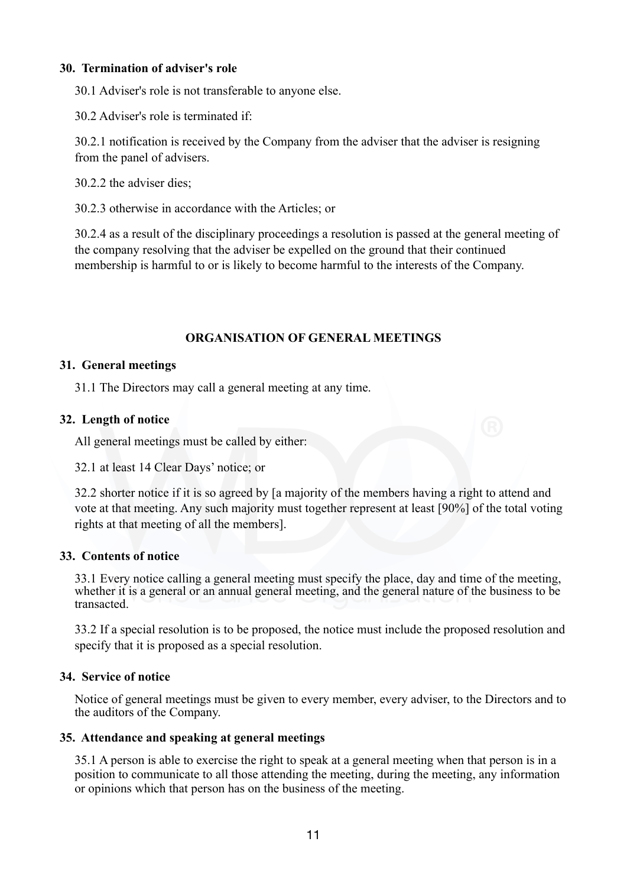### 30. Termination of adviser's role

30.1 Adviser's role is not transferable to anyone else.

30.2 Adviser's role is terminated if:

30.2.1 notification is received by the Company from the adviser that the adviser is resigning from the panel of advisers.

30.2.2 the adviser dies;

30.2.3 otherwise in accordance with the Articles; or

30.2.4 as a result of the disciplinary proceedings a resolution is passed at the general meeting of the company resolving that the adviser be expelled on the ground that their continued membership is harmful to or is likely to become harmful to the interests of the Company.

## ORGANISATION OF GENERAL MEETINGS

### 31. General meetings

31.1 The Directors may call a general meeting at any time.

### 32. Length of notice

All general meetings must be called by either:

32.1 at least 14 Clear Days' notice; or

32.2 shorter notice if it is so agreed by [a majority of the members having a right to attend and vote at that meeting. Any such majority must together represent at least [90%] of the total voting rights at that meeting of all the members].

### 33. Contents of notice

33.1 Every notice calling a general meeting must specify the place, day and time of the meeting, whether it is a general or an annual general meeting, and the general nature of the business to be transacted.

33.2 If a special resolution is to be proposed, the notice must include the proposed resolution and specify that it is proposed as a special resolution.

### 34. Service of notice

Notice of general meetings must be given to every member, every adviser, to the Directors and to the auditors of the Company.

### 35. Attendance and speaking at general meetings

35.1 A person is able to exercise the right to speak at a general meeting when that person is in a position to communicate to all those attending the meeting, during the meeting, any information or opinions which that person has on the business of the meeting.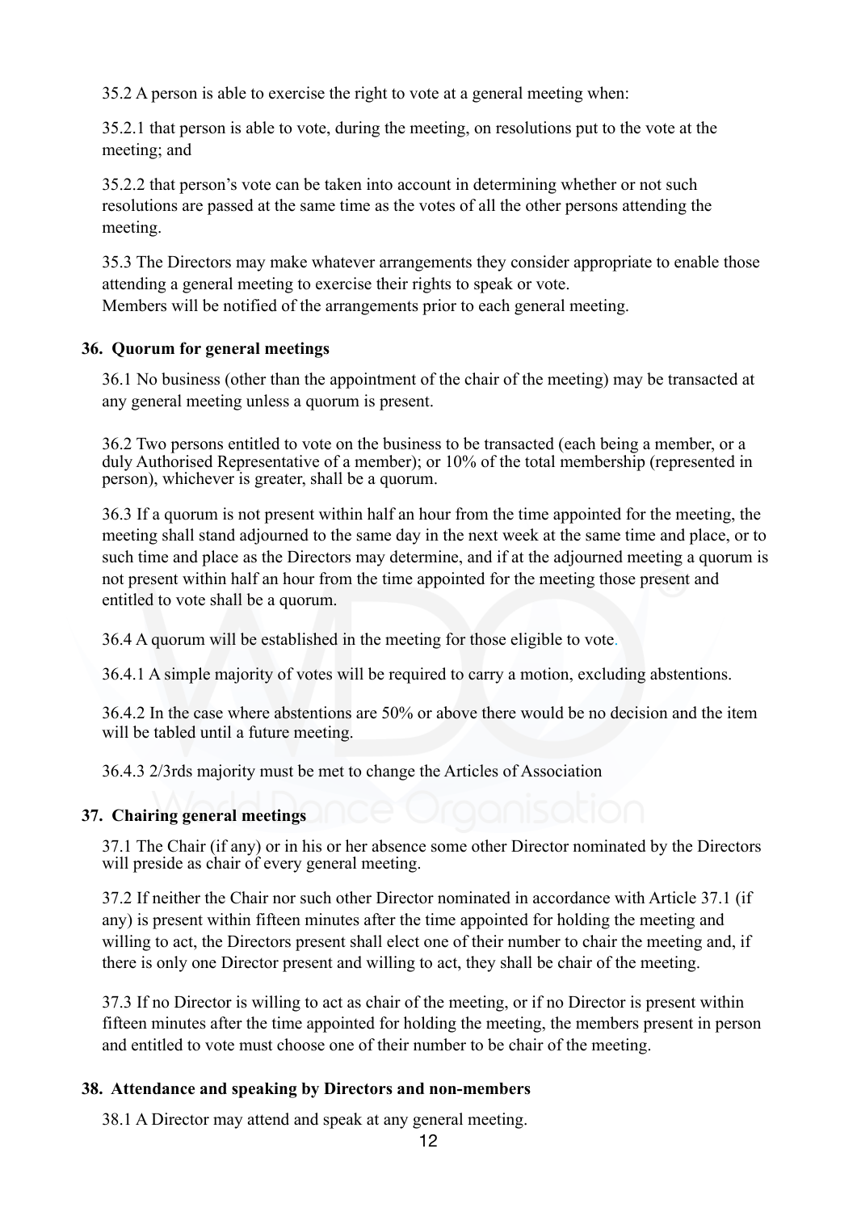35.2 A person is able to exercise the right to vote at a general meeting when:

35.2.1 that person is able to vote, during the meeting, on resolutions put to the vote at the meeting; and

35.2.2 that person's vote can be taken into account in determining whether or not such resolutions are passed at the same time as the votes of all the other persons attending the meeting.

35.3 The Directors may make whatever arrangements they consider appropriate to enable those attending a general meeting to exercise their rights to speak or vote.
Members will be notified of the arrangements prior to each general meeting.

## 36. Quorum for general meetings

36.1 No business (other than the appointment of the chair of the meeting) may be transacted at any general meeting unless a quorum is present.

36.2 Two persons entitled to vote on the business to be transacted (each being a member, or a duly Authorised Representative of a member); or 10% of the total membership (represented in person), whichever is greater, shall be a quorum.

36.3 If a quorum is not present within half an hour from the time appointed for the meeting, the meeting shall stand adjourned to the same day in the next week at the same time and place, or to such time and place as the Directors may determine, and if at the adjourned meeting a quorum is not present within half an hour from the time appointed for the meeting those present and entitled to vote shall be a quorum.

36.4 A quorum will be established in the meeting for those eligible to vote.

36.4.1 A simple majority of votes will be required to carry a motion, excluding abstentions.

36.4.2 In the case where abstentions are 50% or above there would be no decision and the item will be tabled until a future meeting.

36.4.3 2/3rds majority must be met to change the Articles of Association

## 37. Chairing general meetings

37.1 The Chair (if any) or in his or her absence some other Director nominated by the Directors will preside as chair of every general meeting.

37.2 If neither the Chair nor such other Director nominated in accordance with Article 37.1 (if any) is present within fifteen minutes after the time appointed for holding the meeting and willing to act, the Directors present shall elect one of their number to chair the meeting and, if there is only one Director present and willing to act, they shall be chair of the meeting.

37.3 If no Director is willing to act as chair of the meeting, or if no Director is present within fifteen minutes after the time appointed for holding the meeting, the members present in person and entitled to vote must choose one of their number to be chair of the meeting.

## 38. Attendance and speaking by Directors and non-members

38.1 A Director may attend and speak at any general meeting.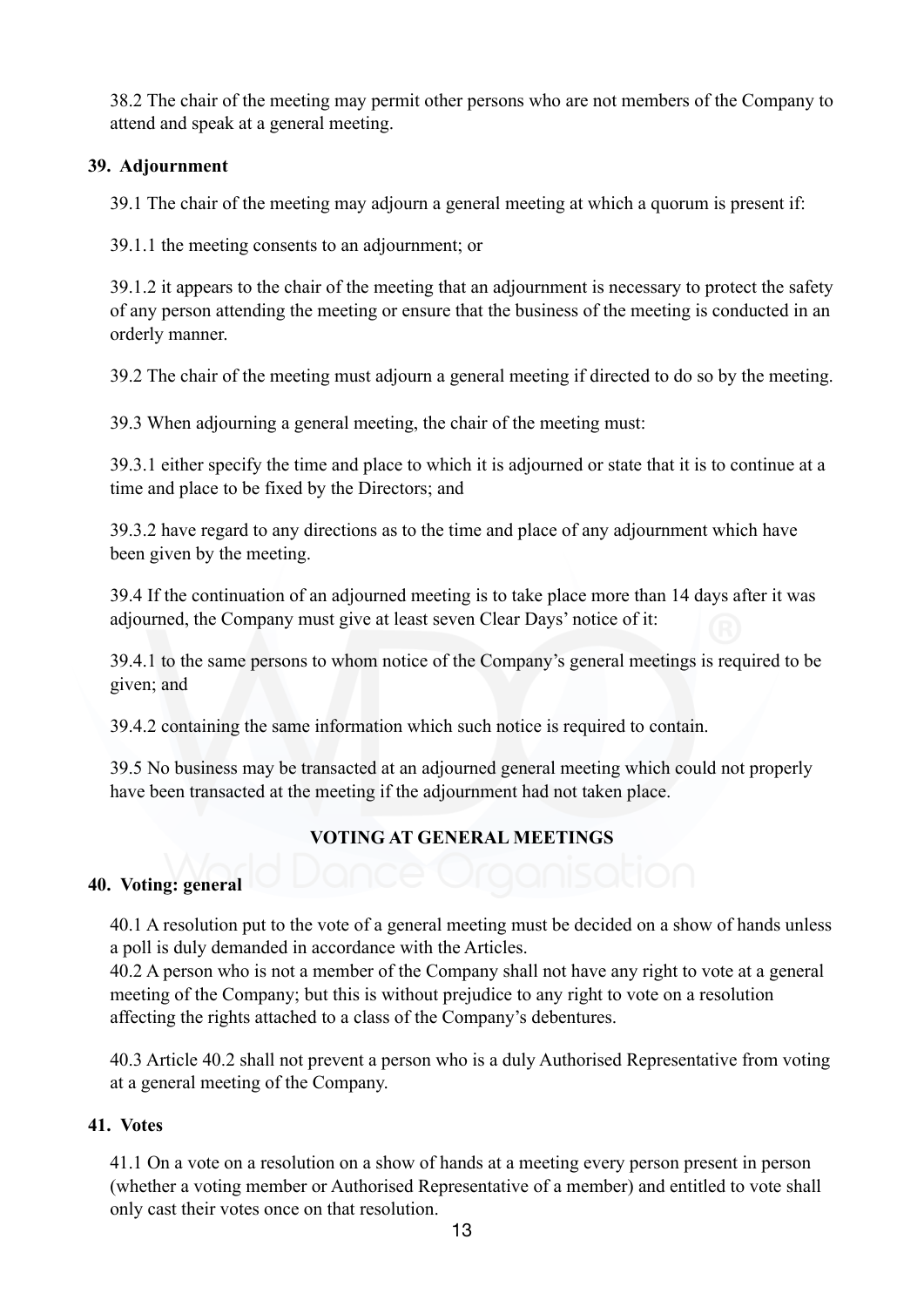38.2 The chair of the meeting may permit other persons who are not members of the Company to attend and speak at a general meeting.

**39. Adjournment**

39.1 The chair of the meeting may adjourn a general meeting at which a quorum is present if:

39.1.1 the meeting consents to an adjournment; or

39.1.2 it appears to the chair of the meeting that an adjournment is necessary to protect the safety of any person attending the meeting or ensure that the business of the meeting is conducted in an orderly manner.

39.2 The chair of the meeting must adjourn a general meeting if directed to do so by the meeting.

39.3 When adjourning a general meeting, the chair of the meeting must:

39.3.1 either specify the time and place to which it is adjourned or state that it is to continue at a time and place to be fixed by the Directors; and

39.3.2 have regard to any directions as to the time and place of any adjournment which have been given by the meeting.

39.4 If the continuation of an adjourned meeting is to take place more than 14 days after it was adjourned, the Company must give at least seven Clear Days' notice of it:

39.4.1 to the same persons to whom notice of the Company's general meetings is required to be given; and

39.4.2 containing the same information which such notice is required to contain.

39.5 No business may be transacted at an adjourned general meeting which could not properly have been transacted at the meeting if the adjournment had not taken place.

## VOTING AT GENERAL MEETINGS

**40. Voting: general**

40.1 A resolution put to the vote of a general meeting must be decided on a show of hands unless a poll is duly demanded in accordance with the Articles.

40.2 A person who is not a member of the Company shall not have any right to vote at a general meeting of the Company; but this is without prejudice to any right to vote on a resolution affecting the rights attached to a class of the Company's debentures.

40.3 Article 40.2 shall not prevent a person who is a duly Authorised Representative from voting at a general meeting of the Company.

**41. Votes**

41.1 On a vote on a resolution on a show of hands at a meeting every person present in person (whether a voting member or Authorised Representative of a member) and entitled to vote shall only cast their votes once on that resolution.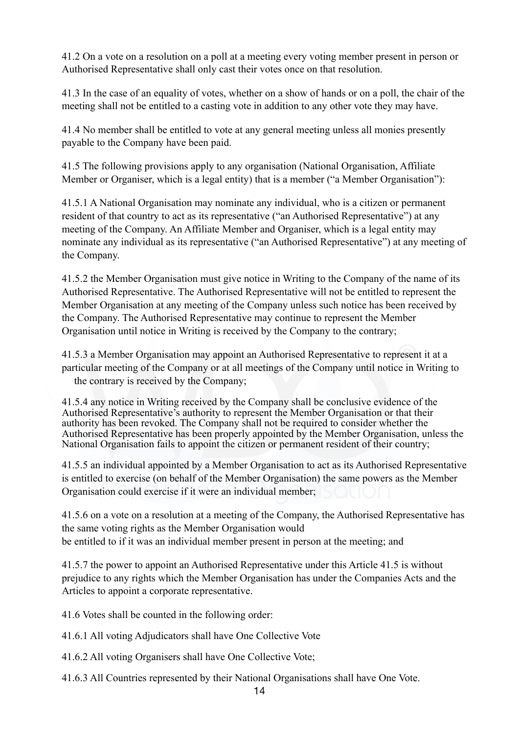41.2 On a vote on a resolution on a poll at a meeting every voting member present in person or Authorised Representative shall only cast their votes once on that resolution.

41.3 In the case of an equality of votes, whether on a show of hands or on a poll, the chair of the meeting shall not be entitled to a casting vote in addition to any other vote they may have.

41.4 No member shall be entitled to vote at any general meeting unless all monies presently payable to the Company have been paid.

41.5 The following provisions apply to any organisation (National Organisation, Affiliate Member or Organiser, which is a legal entity) that is a member ("a Member Organisation"):

41.5.1 A National Organisation may nominate any individual, who is a citizen or permanent resident of that country to act as its representative ("an Authorised Representative") at any meeting of the Company. An Affiliate Member and Organiser, which is a legal entity may nominate any individual as its representative ("an Authorised Representative") at any meeting of the Company.

41.5.2 the Member Organisation must give notice in Writing to the Company of the name of its Authorised Representative. The Authorised Representative will not be entitled to represent the Member Organisation at any meeting of the Company unless such notice has been received by the Company. The Authorised Representative may continue to represent the Member Organisation until notice in Writing is received by the Company to the contrary;

41.5.3 a Member Organisation may appoint an Authorised Representative to represent it at a particular meeting of the Company or at all meetings of the Company until notice in Writing to the contrary is received by the Company;

41.5.4 any notice in Writing received by the Company shall be conclusive evidence of the Authorised Representative's authority to represent the Member Organisation or that their authority has been revoked. The Company shall not be required to consider whether the Authorised Representative has been properly appointed by the Member Organisation, unless the National Organisation fails to appoint the citizen or permanent resident of their country;

41.5.5 an individual appointed by a Member Organisation to act as its Authorised Representative is entitled to exercise (on behalf of the Member Organisation) the same powers as the Member Organisation could exercise if it were an individual member;

41.5.6 on a vote on a resolution at a meeting of the Company, the Authorised Representative has the same voting rights as the Member Organisation would be entitled to if it was an individual member present in person at the meeting; and

41.5.7 the power to appoint an Authorised Representative under this Article 41.5 is without prejudice to any rights which the Member Organisation has under the Companies Acts and the Articles to appoint a corporate representative.

41.6 Votes shall be counted in the following order:

41.6.1 All voting Adjudicators shall have One Collective Vote

41.6.2 All voting Organisers shall have One Collective Vote;

41.6.3 All Countries represented by their National Organisations shall have One Vote.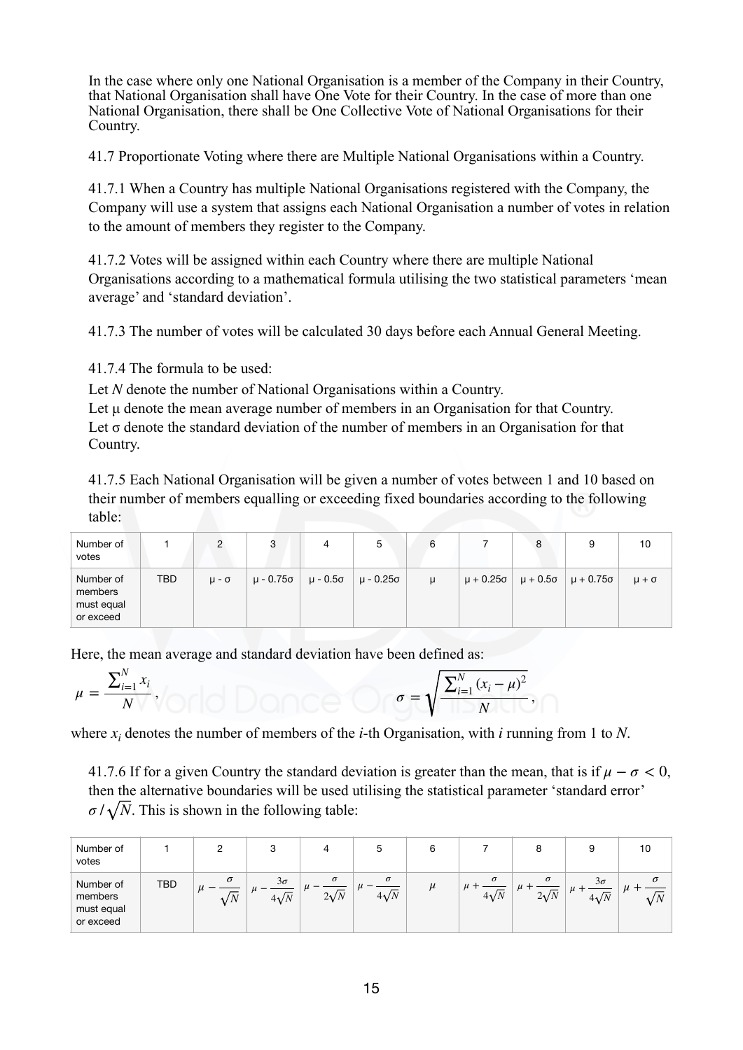In the case where only one National Organisation is a member of the Company in their Country, that National Organisation shall have One Vote for their Country. In the case of more than one National Organisation, there shall be One Collective Vote of National Organisations for their Country.

41.7 Proportionate Voting where there are Multiple National Organisations within a Country.

41.7.1 When a Country has multiple National Organisations registered with the Company, the Company will use a system that assigns each National Organisation a number of votes in relation to the amount of members they register to the Company.

41.7.2 Votes will be assigned within each Country where there are multiple National Organisations according to a mathematical formula utilising the two statistical parameters 'mean average' and 'standard deviation'.

41.7.3 The number of votes will be calculated 30 days before each Annual General Meeting.

41.7.4 The formula to be used:

Let $N$ denote the number of National Organisations within a Country.
Let μ denote the mean average number of members in an Organisation for that Country.
Let σ denote the standard deviation of the number of members in an Organisation for that Country.

41.7.5 Each National Organisation will be given a number of votes between 1 and 10 based on their number of members equalling or exceeding fixed boundaries according to the following table:

| Number of votes | 1 | 2 | 3 | 4 | 5 | 6 | 7 | 8 | 9 | 10 |
|---|---|---|---|---|---|---|---|---|---|---|
| Number of members must equal or exceed | TBD | $\mu - \sigma$ | $\mu - 0.75\sigma$ | $\mu - 0.5\sigma$ | $\mu - 0.25\sigma$ | $\mu$ | $\mu + 0.25\sigma$ | $\mu + 0.5\sigma$ | $\mu + 0.75\sigma$ | $\mu + \sigma$ |

Here, the mean average and standard deviation have been defined as:

$$\mu = \frac{\sum_{i=1}^{N} x_i}{N}, \qquad \sigma = \sqrt{\frac{\sum_{i=1}^{N} (x_i - \mu)^2}{N}},$$

where $x_i$ denotes the number of members of the $i$-th Organisation, with $i$ running from 1 to $N$.

41.7.6 If for a given Country the standard deviation is greater than the mean, that is if $\mu - \sigma < 0$, then the alternative boundaries will be used utilising the statistical parameter 'standard error' $\sigma / \sqrt{N}$. This is shown in the following table:

| Number of votes | 1 | 2 | 3 | 4 | 5 | 6 | 7 | 8 | 9 | 10 |
|---|---|---|---|---|---|---|---|---|---|---|
| Number of members must equal or exceed | TBD | $\mu - \frac{\sigma}{\sqrt{N}}$ | $\mu - \frac{3\sigma}{4\sqrt{N}}$ | $\mu - \frac{\sigma}{2\sqrt{N}}$ | $\mu - \frac{\sigma}{4\sqrt{N}}$ | $\mu$ | $\mu + \frac{\sigma}{4\sqrt{N}}$ | $\mu + \frac{\sigma}{2\sqrt{N}}$ | $\mu + \frac{3\sigma}{4\sqrt{N}}$ | $\mu + \frac{\sigma}{\sqrt{N}}$ |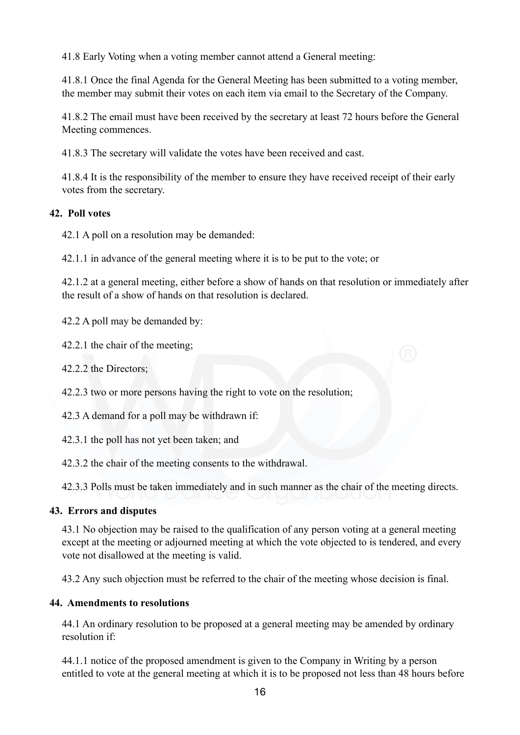41.8 Early Voting when a voting member cannot attend a General meeting:

41.8.1 Once the final Agenda for the General Meeting has been submitted to a voting member, the member may submit their votes on each item via email to the Secretary of the Company.

41.8.2 The email must have been received by the secretary at least 72 hours before the General Meeting commences.

41.8.3 The secretary will validate the votes have been received and cast.

41.8.4 It is the responsibility of the member to ensure they have received receipt of their early votes from the secretary.

**42. Poll votes**

42.1 A poll on a resolution may be demanded:

42.1.1 in advance of the general meeting where it is to be put to the vote; or

42.1.2 at a general meeting, either before a show of hands on that resolution or immediately after the result of a show of hands on that resolution is declared.

42.2 A poll may be demanded by:

42.2.1 the chair of the meeting;

42.2.2 the Directors;

42.2.3 two or more persons having the right to vote on the resolution;

42.3 A demand for a poll may be withdrawn if:

42.3.1 the poll has not yet been taken; and

42.3.2 the chair of the meeting consents to the withdrawal.

42.3.3 Polls must be taken immediately and in such manner as the chair of the meeting directs.

**43. Errors and disputes**

43.1 No objection may be raised to the qualification of any person voting at a general meeting except at the meeting or adjourned meeting at which the vote objected to is tendered, and every vote not disallowed at the meeting is valid.

43.2 Any such objection must be referred to the chair of the meeting whose decision is final.

**44. Amendments to resolutions**

44.1 An ordinary resolution to be proposed at a general meeting may be amended by ordinary resolution if:

44.1.1 notice of the proposed amendment is given to the Company in Writing by a person entitled to vote at the general meeting at which it is to be proposed not less than 48 hours before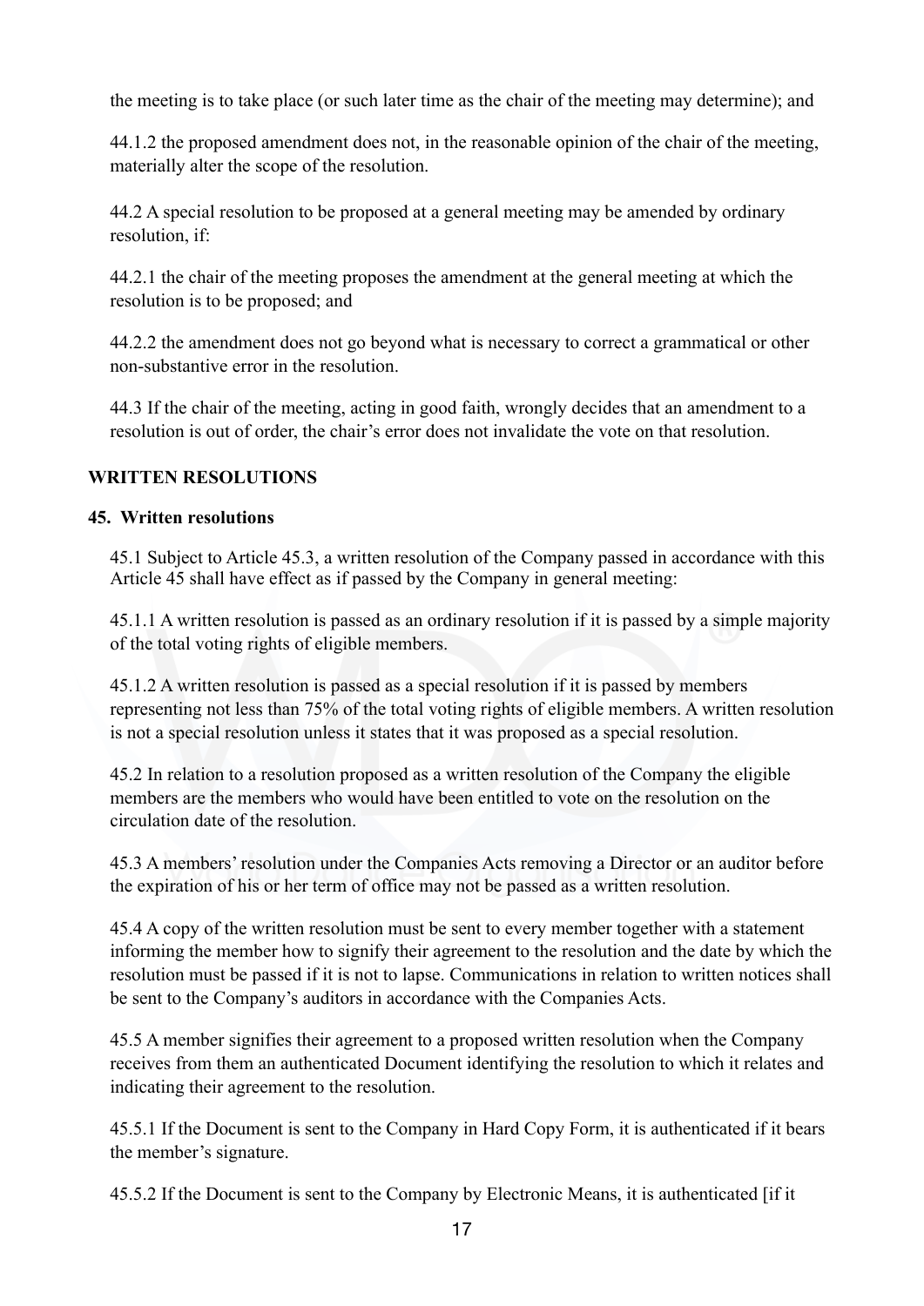the meeting is to take place (or such later time as the chair of the meeting may determine); and

44.1.2 the proposed amendment does not, in the reasonable opinion of the chair of the meeting, materially alter the scope of the resolution.

44.2 A special resolution to be proposed at a general meeting may be amended by ordinary resolution, if:

44.2.1 the chair of the meeting proposes the amendment at the general meeting at which the resolution is to be proposed; and

44.2.2 the amendment does not go beyond what is necessary to correct a grammatical or other non-substantive error in the resolution.

44.3 If the chair of the meeting, acting in good faith, wrongly decides that an amendment to a resolution is out of order, the chair's error does not invalidate the vote on that resolution.

## WRITTEN RESOLUTIONS

### 45. Written resolutions

45.1 Subject to Article 45.3, a written resolution of the Company passed in accordance with this Article 45 shall have effect as if passed by the Company in general meeting:

45.1.1 A written resolution is passed as an ordinary resolution if it is passed by a simple majority of the total voting rights of eligible members.

45.1.2 A written resolution is passed as a special resolution if it is passed by members representing not less than 75% of the total voting rights of eligible members. A written resolution is not a special resolution unless it states that it was proposed as a special resolution.

45.2 In relation to a resolution proposed as a written resolution of the Company the eligible members are the members who would have been entitled to vote on the resolution on the circulation date of the resolution.

45.3 A members' resolution under the Companies Acts removing a Director or an auditor before the expiration of his or her term of office may not be passed as a written resolution.

45.4 A copy of the written resolution must be sent to every member together with a statement informing the member how to signify their agreement to the resolution and the date by which the resolution must be passed if it is not to lapse. Communications in relation to written notices shall be sent to the Company's auditors in accordance with the Companies Acts.

45.5 A member signifies their agreement to a proposed written resolution when the Company receives from them an authenticated Document identifying the resolution to which it relates and indicating their agreement to the resolution.

45.5.1 If the Document is sent to the Company in Hard Copy Form, it is authenticated if it bears the member's signature.

45.5.2 If the Document is sent to the Company by Electronic Means, it is authenticated [if it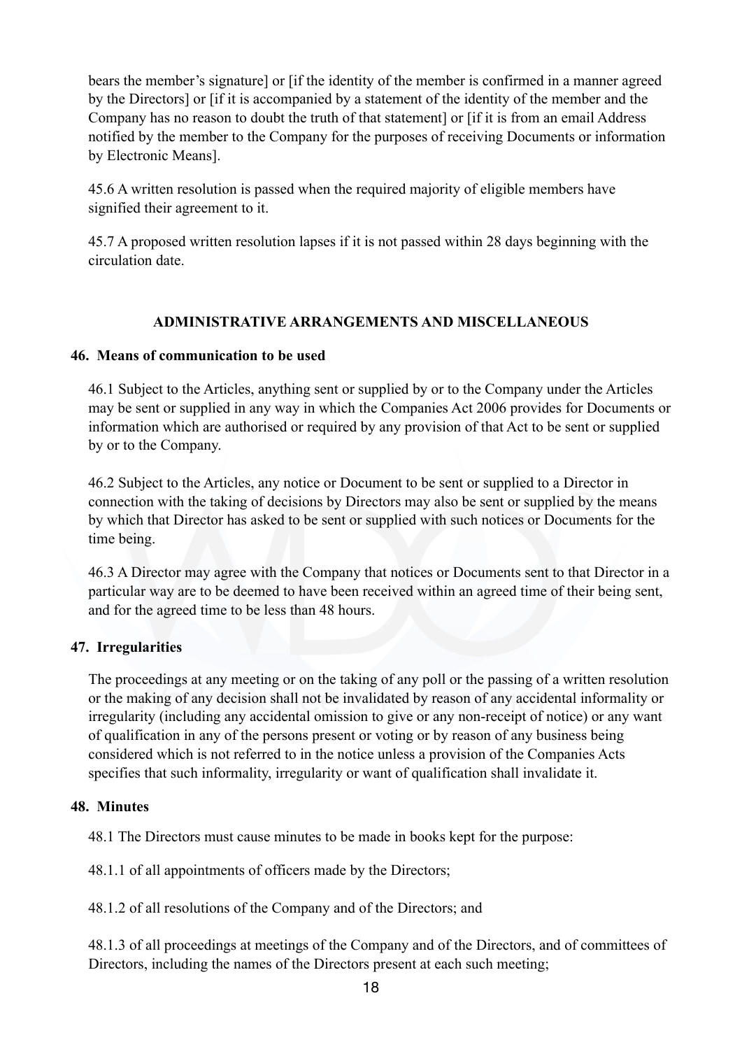bears the member's signature] or [if the identity of the member is confirmed in a manner agreed by the Directors] or [if it is accompanied by a statement of the identity of the member and the Company has no reason to doubt the truth of that statement] or [if it is from an email Address notified by the member to the Company for the purposes of receiving Documents or information by Electronic Means].

45.6 A written resolution is passed when the required majority of eligible members have signified their agreement to it.

45.7 A proposed written resolution lapses if it is not passed within 28 days beginning with the circulation date.

## ADMINISTRATIVE ARRANGEMENTS AND MISCELLANEOUS

### 46. Means of communication to be used

46.1 Subject to the Articles, anything sent or supplied by or to the Company under the Articles may be sent or supplied in any way in which the Companies Act 2006 provides for Documents or information which are authorised or required by any provision of that Act to be sent or supplied by or to the Company.

46.2 Subject to the Articles, any notice or Document to be sent or supplied to a Director in connection with the taking of decisions by Directors may also be sent or supplied by the means by which that Director has asked to be sent or supplied with such notices or Documents for the time being.

46.3 A Director may agree with the Company that notices or Documents sent to that Director in a particular way are to be deemed to have been received within an agreed time of their being sent, and for the agreed time to be less than 48 hours.

### 47. Irregularities

The proceedings at any meeting or on the taking of any poll or the passing of a written resolution or the making of any decision shall not be invalidated by reason of any accidental informality or irregularity (including any accidental omission to give or any non-receipt of notice) or any want of qualification in any of the persons present or voting or by reason of any business being considered which is not referred to in the notice unless a provision of the Companies Acts specifies that such informality, irregularity or want of qualification shall invalidate it.

### 48. Minutes

48.1 The Directors must cause minutes to be made in books kept for the purpose:

48.1.1 of all appointments of officers made by the Directors;

48.1.2 of all resolutions of the Company and of the Directors; and

48.1.3 of all proceedings at meetings of the Company and of the Directors, and of committees of Directors, including the names of the Directors present at each such meeting;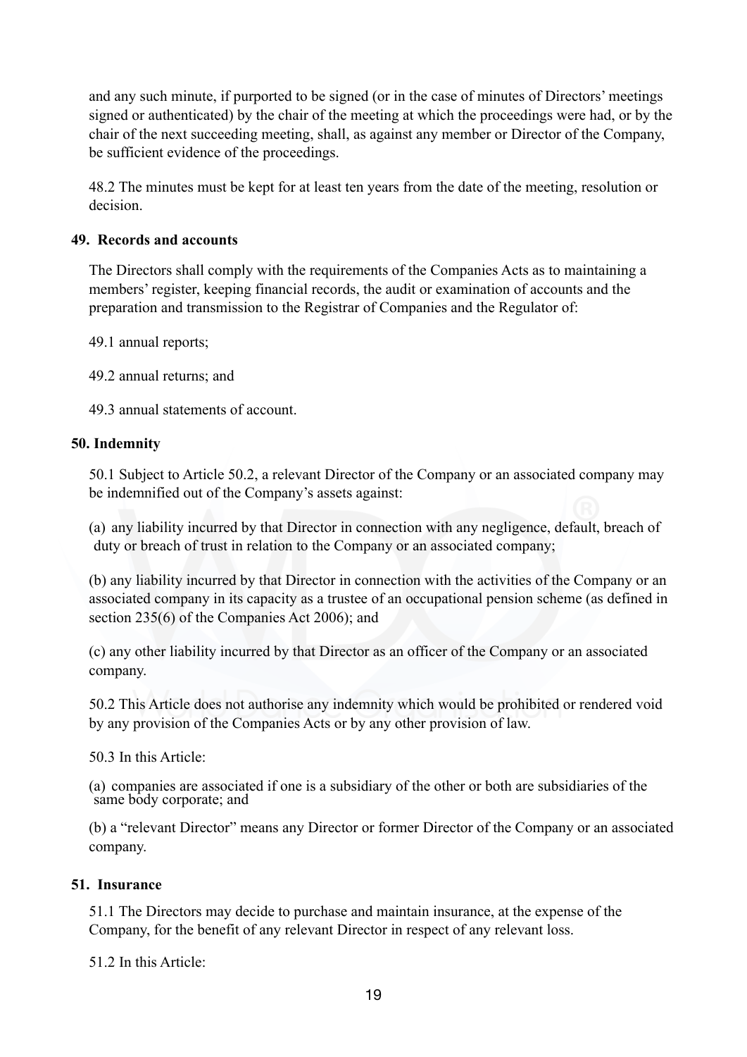and any such minute, if purported to be signed (or in the case of minutes of Directors' meetings signed or authenticated) by the chair of the meeting at which the proceedings were had, or by the chair of the next succeeding meeting, shall, as against any member or Director of the Company, be sufficient evidence of the proceedings.

48.2 The minutes must be kept for at least ten years from the date of the meeting, resolution or decision.

**49. Records and accounts**

The Directors shall comply with the requirements of the Companies Acts as to maintaining a members' register, keeping financial records, the audit or examination of accounts and the preparation and transmission to the Registrar of Companies and the Regulator of:

49.1 annual reports;

49.2 annual returns; and

49.3 annual statements of account.

**50. Indemnity**

50.1 Subject to Article 50.2, a relevant Director of the Company or an associated company may be indemnified out of the Company's assets against:

(a) any liability incurred by that Director in connection with any negligence, default, breach of duty or breach of trust in relation to the Company or an associated company;

(b) any liability incurred by that Director in connection with the activities of the Company or an associated company in its capacity as a trustee of an occupational pension scheme (as defined in section 235(6) of the Companies Act 2006); and

(c) any other liability incurred by that Director as an officer of the Company or an associated company.

50.2 This Article does not authorise any indemnity which would be prohibited or rendered void by any provision of the Companies Acts or by any other provision of law.

50.3 In this Article:

(a) companies are associated if one is a subsidiary of the other or both are subsidiaries of the same body corporate; and

(b) a "relevant Director" means any Director or former Director of the Company or an associated company.

**51. Insurance**

51.1 The Directors may decide to purchase and maintain insurance, at the expense of the Company, for the benefit of any relevant Director in respect of any relevant loss.

51.2 In this Article: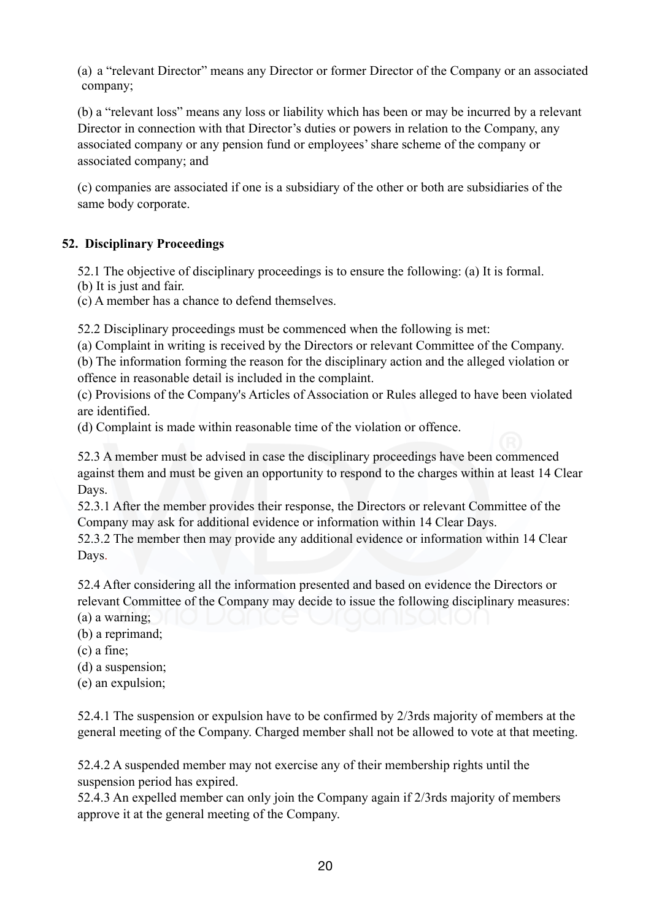(a) a "relevant Director" means any Director or former Director of the Company or an associated company;

(b) a "relevant loss" means any loss or liability which has been or may be incurred by a relevant Director in connection with that Director's duties or powers in relation to the Company, any associated company or any pension fund or employees' share scheme of the company or associated company; and

(c) companies are associated if one is a subsidiary of the other or both are subsidiaries of the same body corporate.

## 52. Disciplinary Proceedings

52.1 The objective of disciplinary proceedings is to ensure the following: (a) It is formal.
(b) It is just and fair.
(c) A member has a chance to defend themselves.

52.2 Disciplinary proceedings must be commenced when the following is met:
(a) Complaint in writing is received by the Directors or relevant Committee of the Company.
(b) The information forming the reason for the disciplinary action and the alleged violation or offence in reasonable detail is included in the complaint.
(c) Provisions of the Company's Articles of Association or Rules alleged to have been violated are identified.
(d) Complaint is made within reasonable time of the violation or offence.

52.3 A member must be advised in case the disciplinary proceedings have been commenced against them and must be given an opportunity to respond to the charges within at least 14 Clear Days.
52.3.1 After the member provides their response, the Directors or relevant Committee of the Company may ask for additional evidence or information within 14 Clear Days.
52.3.2 The member then may provide any additional evidence or information within 14 Clear Days.

52.4 After considering all the information presented and based on evidence the Directors or relevant Committee of the Company may decide to issue the following disciplinary measures:
(a) a warning;
(b) a reprimand;
(c) a fine;
(d) a suspension;
(e) an expulsion;

52.4.1 The suspension or expulsion have to be confirmed by 2/3rds majority of members at the general meeting of the Company. Charged member shall not be allowed to vote at that meeting.

52.4.2 A suspended member may not exercise any of their membership rights until the suspension period has expired.
52.4.3 An expelled member can only join the Company again if 2/3rds majority of members approve it at the general meeting of the Company.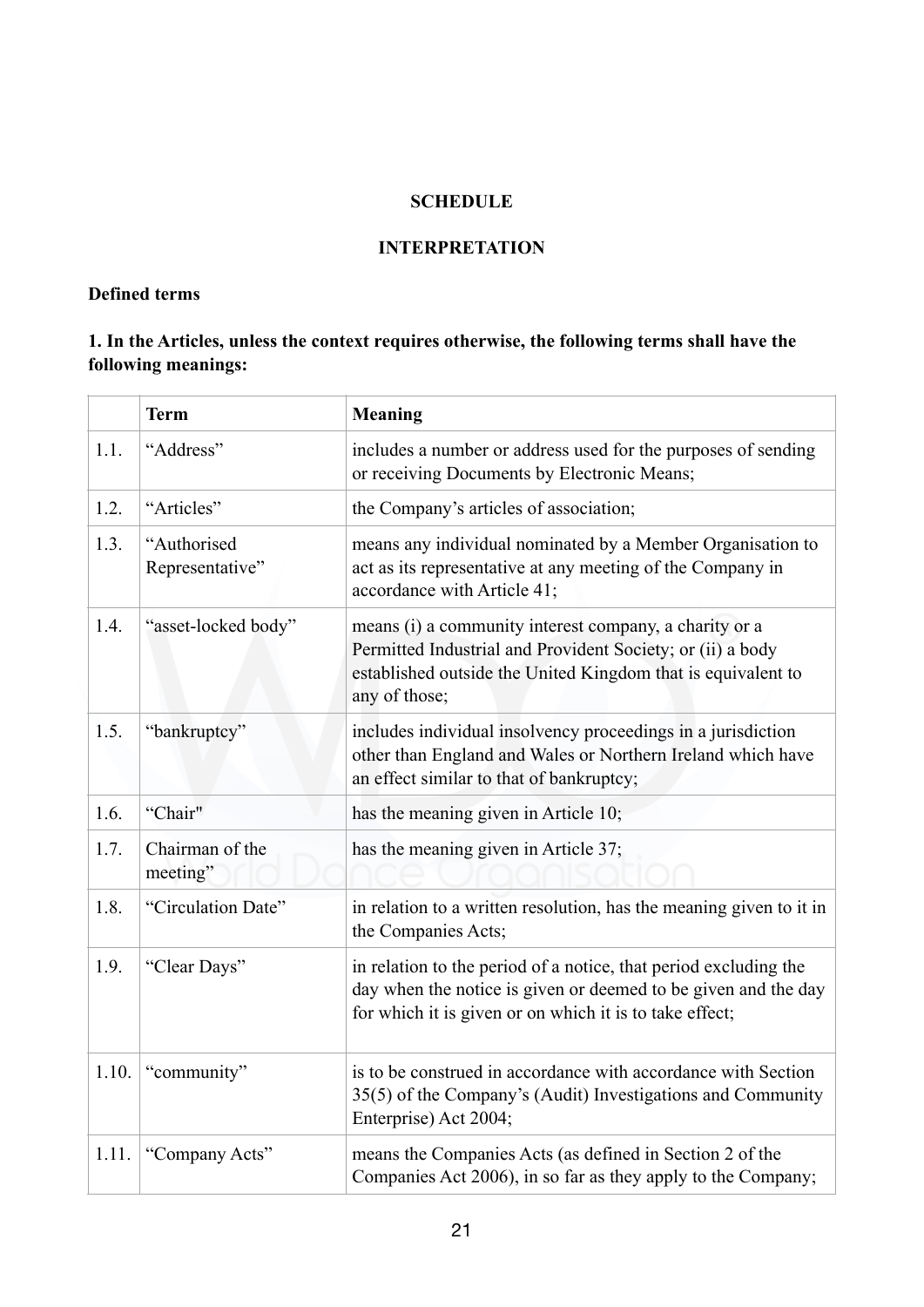**SCHEDULE**

**INTERPRETATION**

**Defined terms**

**1. In the Articles, unless the context requires otherwise, the following terms shall have the following meanings:**

| | Term | Meaning |
|---|---|---|
| 1.1. | "Address" | includes a number or address used for the purposes of sending or receiving Documents by Electronic Means; |
| 1.2. | "Articles" | the Company's articles of association; |
| 1.3. | "Authorised Representative" | means any individual nominated by a Member Organisation to act as its representative at any meeting of the Company in accordance with Article 41; |
| 1.4. | "asset-locked body" | means (i) a community interest company, a charity or a Permitted Industrial and Provident Society; or (ii) a body established outside the United Kingdom that is equivalent to any of those; |
| 1.5. | "bankruptcy" | includes individual insolvency proceedings in a jurisdiction other than England and Wales or Northern Ireland which have an effect similar to that of bankruptcy; |
| 1.6. | "Chair" | has the meaning given in Article 10; |
| 1.7. | Chairman of the meeting" | has the meaning given in Article 37; |
| 1.8. | "Circulation Date" | in relation to a written resolution, has the meaning given to it in the Companies Acts; |
| 1.9. | "Clear Days" | in relation to the period of a notice, that period excluding the day when the notice is given or deemed to be given and the day for which it is given or on which it is to take effect; |
| 1.10. | "community" | is to be construed in accordance with accordance with Section 35(5) of the Company's (Audit) Investigations and Community Enterprise) Act 2004; |
| 1.11. | "Company Acts" | means the Companies Acts (as defined in Section 2 of the Companies Act 2006), in so far as they apply to the Company; |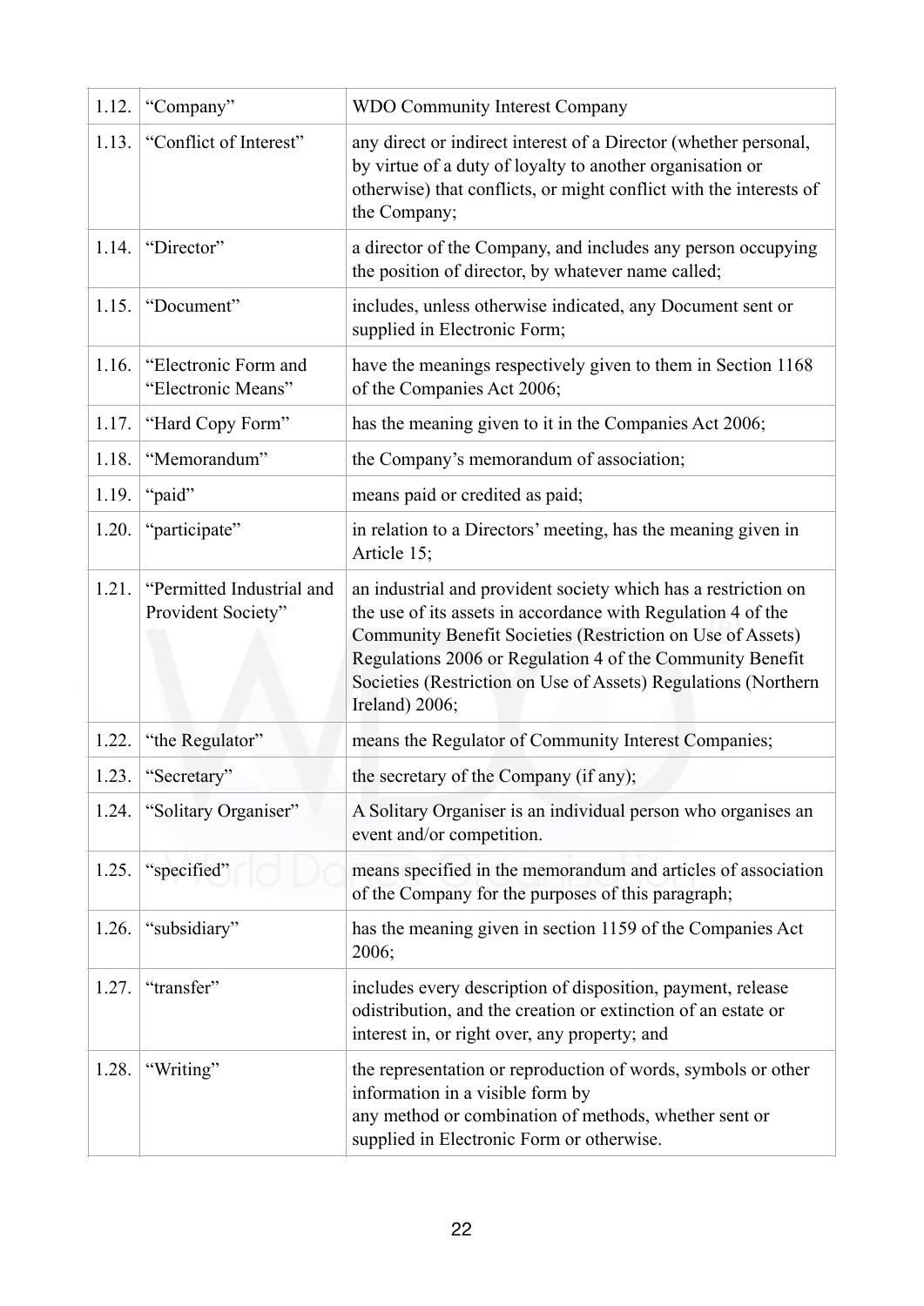| | | |
|---|---|---|
| 1.12. | "Company" | WDO Community Interest Company |
| 1.13. | "Conflict of Interest" | any direct or indirect interest of a Director (whether personal, by virtue of a duty of loyalty to another organisation or otherwise) that conflicts, or might conflict with the interests of the Company; |
| 1.14. | "Director" | a director of the Company, and includes any person occupying the position of director, by whatever name called; |
| 1.15. | "Document" | includes, unless otherwise indicated, any Document sent or supplied in Electronic Form; |
| 1.16. | "Electronic Form and "Electronic Means" | have the meanings respectively given to them in Section 1168 of the Companies Act 2006; |
| 1.17. | "Hard Copy Form" | has the meaning given to it in the Companies Act 2006; |
| 1.18. | "Memorandum" | the Company's memorandum of association; |
| 1.19. | "paid" | means paid or credited as paid; |
| 1.20. | "participate" | in relation to a Directors' meeting, has the meaning given in Article 15; |
| 1.21. | "Permitted Industrial and Provident Society" | an industrial and provident society which has a restriction on the use of its assets in accordance with Regulation 4 of the Community Benefit Societies (Restriction on Use of Assets) Regulations 2006 or Regulation 4 of the Community Benefit Societies (Restriction on Use of Assets) Regulations (Northern Ireland) 2006; |
| 1.22. | "the Regulator" | means the Regulator of Community Interest Companies; |
| 1.23. | "Secretary" | the secretary of the Company (if any); |
| 1.24. | "Solitary Organiser" | A Solitary Organiser is an individual person who organises an event and/or competition. |
| 1.25. | "specified" | means specified in the memorandum and articles of association of the Company for the purposes of this paragraph; |
| 1.26. | "subsidiary" | has the meaning given in section 1159 of the Companies Act 2006; |
| 1.27. | "transfer" | includes every description of disposition, payment, release odistribution, and the creation or extinction of an estate or interest in, or right over, any property; and |
| 1.28. | "Writing" | the representation or reproduction of words, symbols or other information in a visible form by any method or combination of methods, whether sent or supplied in Electronic Form or otherwise. |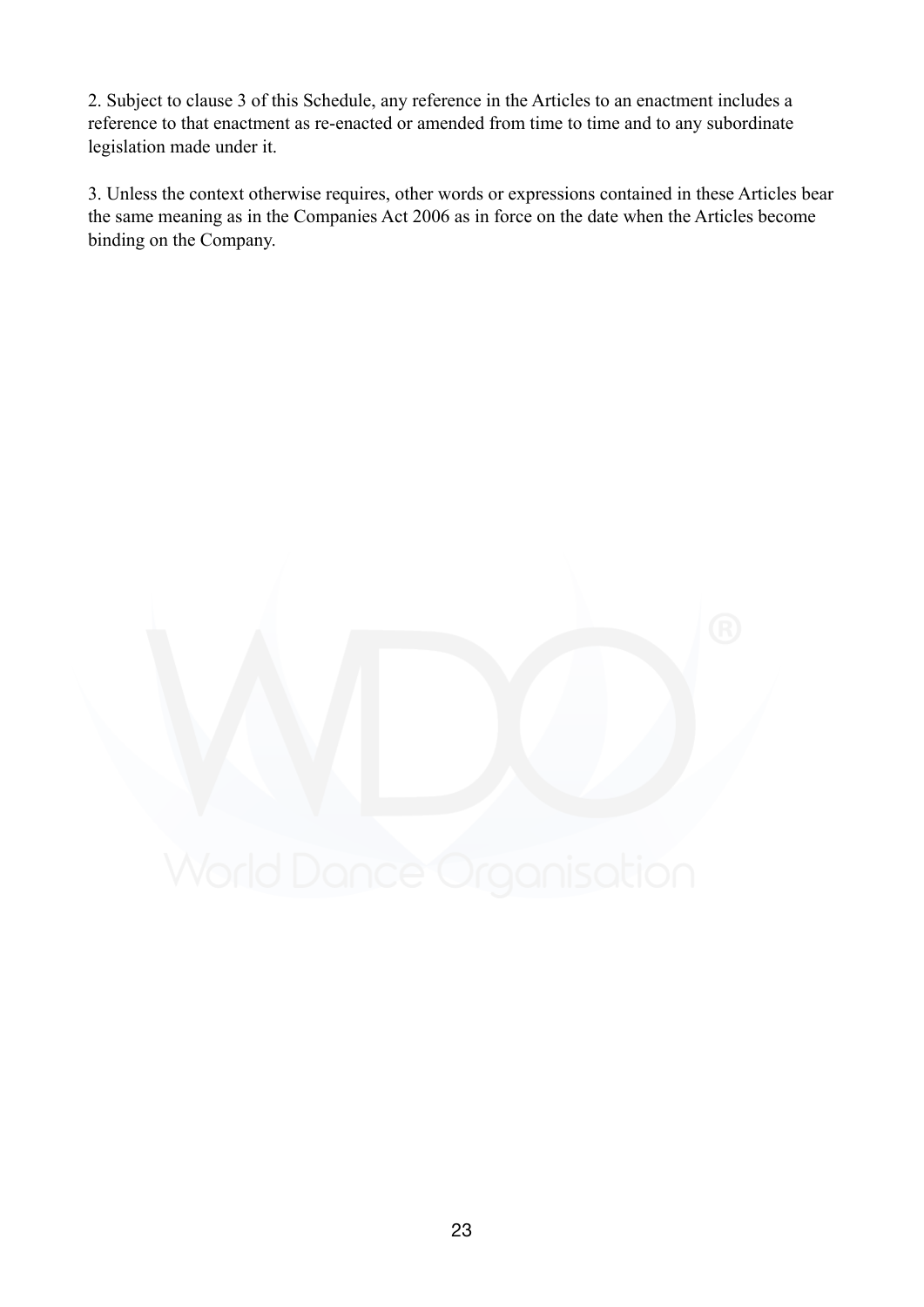2. Subject to clause 3 of this Schedule, any reference in the Articles to an enactment includes a reference to that enactment as re-enacted or amended from time to time and to any subordinate legislation made under it.

3. Unless the context otherwise requires, other words or expressions contained in these Articles bear the same meaning as in the Companies Act 2006 as in force on the date when the Articles become binding on the Company.